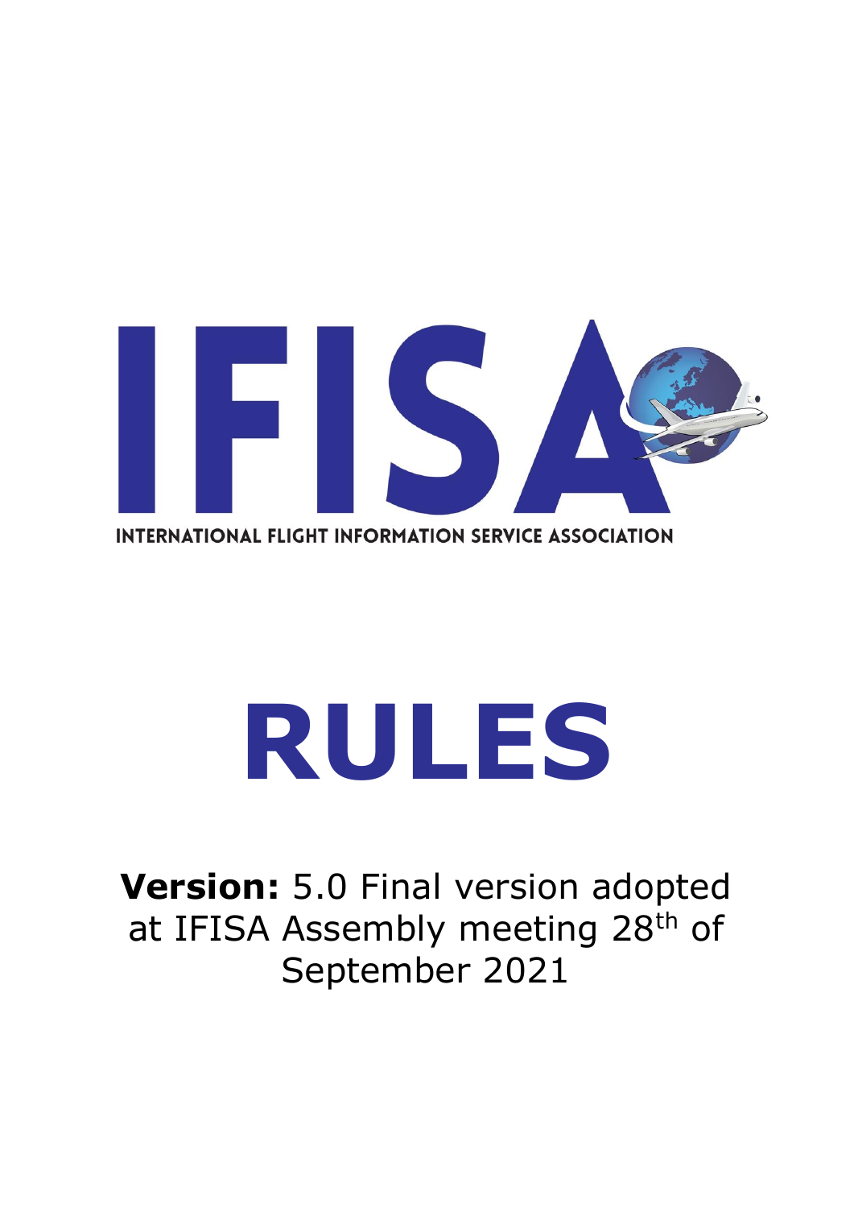IFISA

INTERNATIONAL FLIGHT INFORMATION SERVICE ASSOCIATION

# RULES

**Version:** 5.0 Final version adopted at IFISA Assembly meeting 28th of September 2021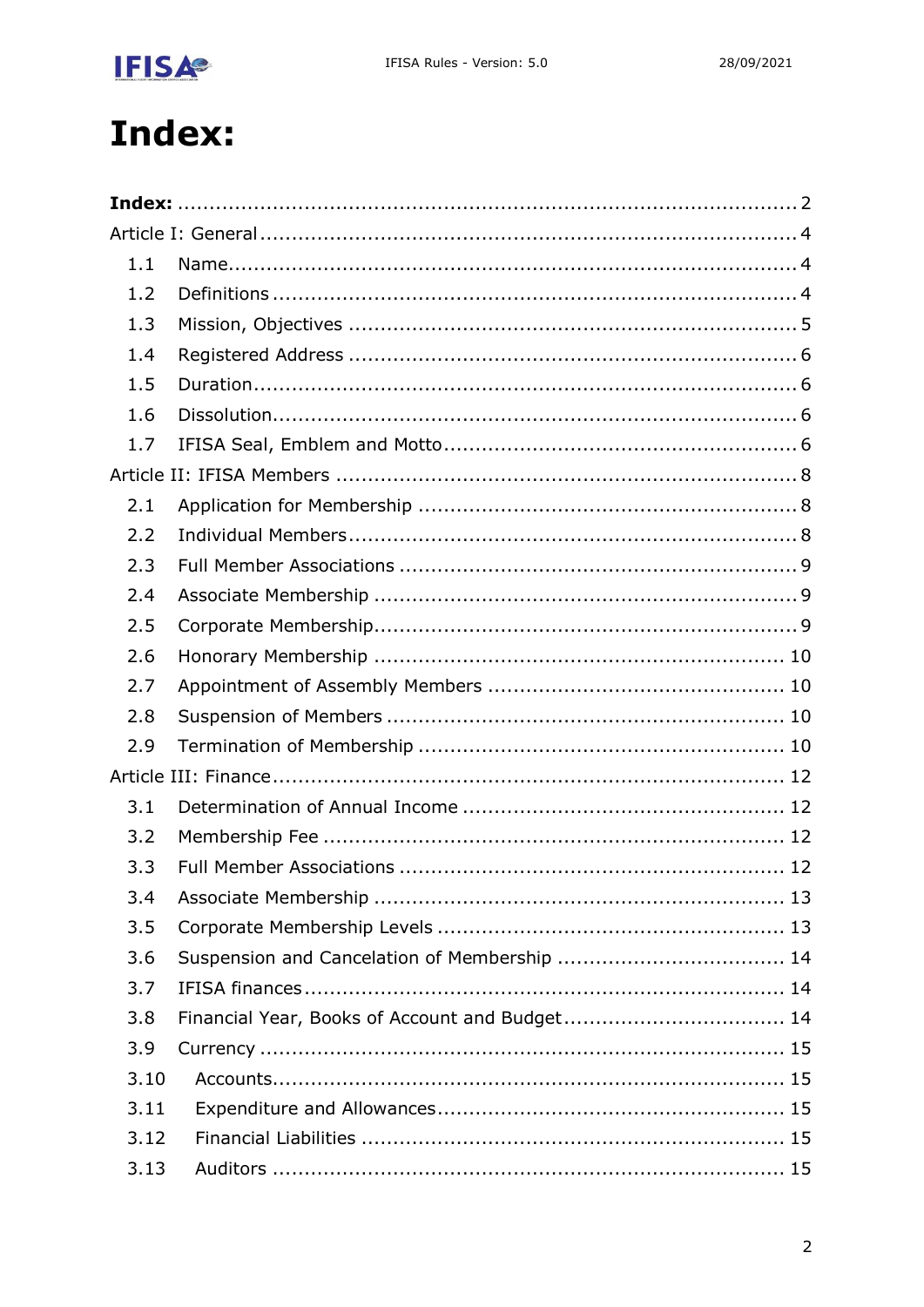# Index:

**Index:** .................................................................................... 2

Article I: General .................................................................................... 4

- 1.1 Name .................................................................................... 4
- 1.2 Definitions .................................................................................... 4
- 1.3 Mission, Objectives .................................................................................... 5
- 1.4 Registered Address .................................................................................... 6
- 1.5 Duration .................................................................................... 6
- 1.6 Dissolution .................................................................................... 6
- 1.7 IFISA Seal, Emblem and Motto .................................................................................... 6

Article II: IFISA Members .................................................................................... 8

- 2.1 Application for Membership .................................................................................... 8
- 2.2 Individual Members .................................................................................... 8
- 2.3 Full Member Associations .................................................................................... 9
- 2.4 Associate Membership .................................................................................... 9
- 2.5 Corporate Membership .................................................................................... 9
- 2.6 Honorary Membership .................................................................................... 10
- 2.7 Appointment of Assembly Members .................................................................................... 10
- 2.8 Suspension of Members .................................................................................... 10
- 2.9 Termination of Membership .................................................................................... 10

Article III: Finance .................................................................................... 12

- 3.1 Determination of Annual Income .................................................................................... 12
- 3.2 Membership Fee .................................................................................... 12
- 3.3 Full Member Associations .................................................................................... 12
- 3.4 Associate Membership .................................................................................... 13
- 3.5 Corporate Membership Levels .................................................................................... 13
- 3.6 Suspension and Cancelation of Membership .................................................................................... 14
- 3.7 IFISA finances .................................................................................... 14
- 3.8 Financial Year, Books of Account and Budget .................................................................................... 14
- 3.9 Currency .................................................................................... 15
- 3.10 Accounts .................................................................................... 15
- 3.11 Expenditure and Allowances .................................................................................... 15
- 3.12 Financial Liabilities .................................................................................... 15
- 3.13 Auditors .................................................................................... 15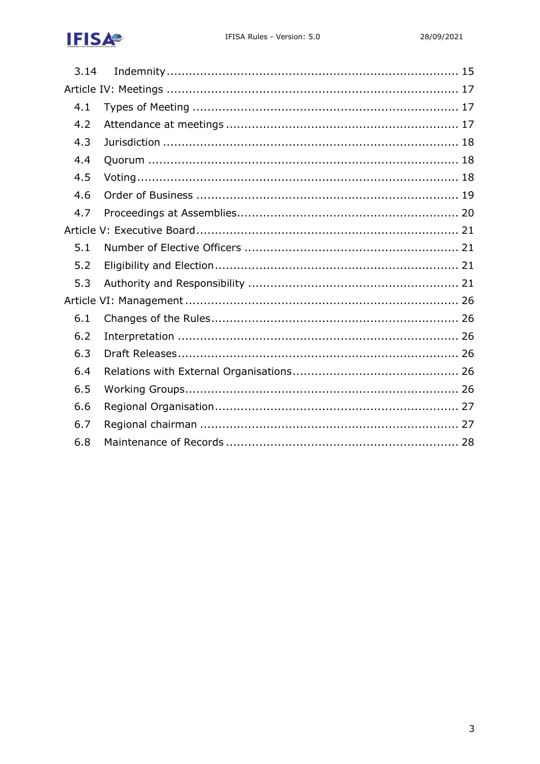3.14 Indemnity ........................................................................... 15

Article IV: Meetings ........................................................................... 17

4.1 Types of Meeting ........................................................................... 17

4.2 Attendance at meetings ........................................................................... 17

4.3 Jurisdiction ........................................................................... 18

4.4 Quorum ........................................................................... 18

4.5 Voting ........................................................................... 18

4.6 Order of Business ........................................................................... 19

4.7 Proceedings at Assemblies ........................................................................... 20

Article V: Executive Board ........................................................................... 21

5.1 Number of Elective Officers ........................................................................... 21

5.2 Eligibility and Election ........................................................................... 21

5.3 Authority and Responsibility ........................................................................... 21

Article VI: Management ........................................................................... 26

6.1 Changes of the Rules ........................................................................... 26

6.2 Interpretation ........................................................................... 26

6.3 Draft Releases ........................................................................... 26

6.4 Relations with External Organisations ........................................................................... 26

6.5 Working Groups ........................................................................... 26

6.6 Regional Organisation ........................................................................... 27

6.7 Regional chairman ........................................................................... 27

6.8 Maintenance of Records ........................................................................... 28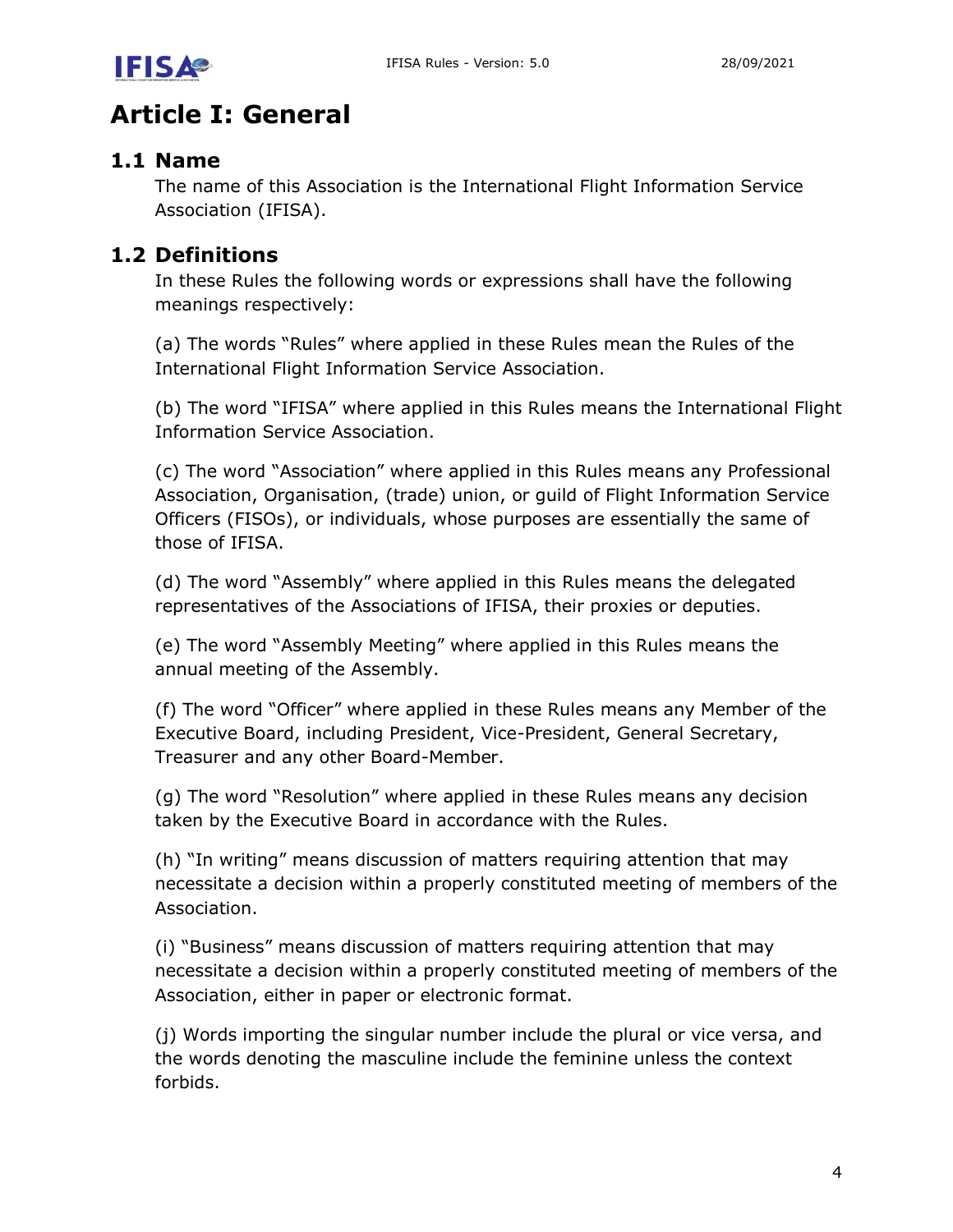# Article I: General

## 1.1 Name

The name of this Association is the International Flight Information Service Association (IFISA).

## 1.2 Definitions

In these Rules the following words or expressions shall have the following meanings respectively:

(a) The words "Rules" where applied in these Rules mean the Rules of the International Flight Information Service Association.

(b) The word "IFISA" where applied in this Rules means the International Flight Information Service Association.

(c) The word "Association" where applied in this Rules means any Professional Association, Organisation, (trade) union, or guild of Flight Information Service Officers (FISOs), or individuals, whose purposes are essentially the same of those of IFISA.

(d) The word "Assembly" where applied in this Rules means the delegated representatives of the Associations of IFISA, their proxies or deputies.

(e) The word "Assembly Meeting" where applied in this Rules means the annual meeting of the Assembly.

(f) The word "Officer" where applied in these Rules means any Member of the Executive Board, including President, Vice-President, General Secretary, Treasurer and any other Board-Member.

(g) The word "Resolution" where applied in these Rules means any decision taken by the Executive Board in accordance with the Rules.

(h) "In writing" means discussion of matters requiring attention that may necessitate a decision within a properly constituted meeting of members of the Association.

(i) "Business" means discussion of matters requiring attention that may necessitate a decision within a properly constituted meeting of members of the Association, either in paper or electronic format.

(j) Words importing the singular number include the plural or vice versa, and the words denoting the masculine include the feminine unless the context forbids.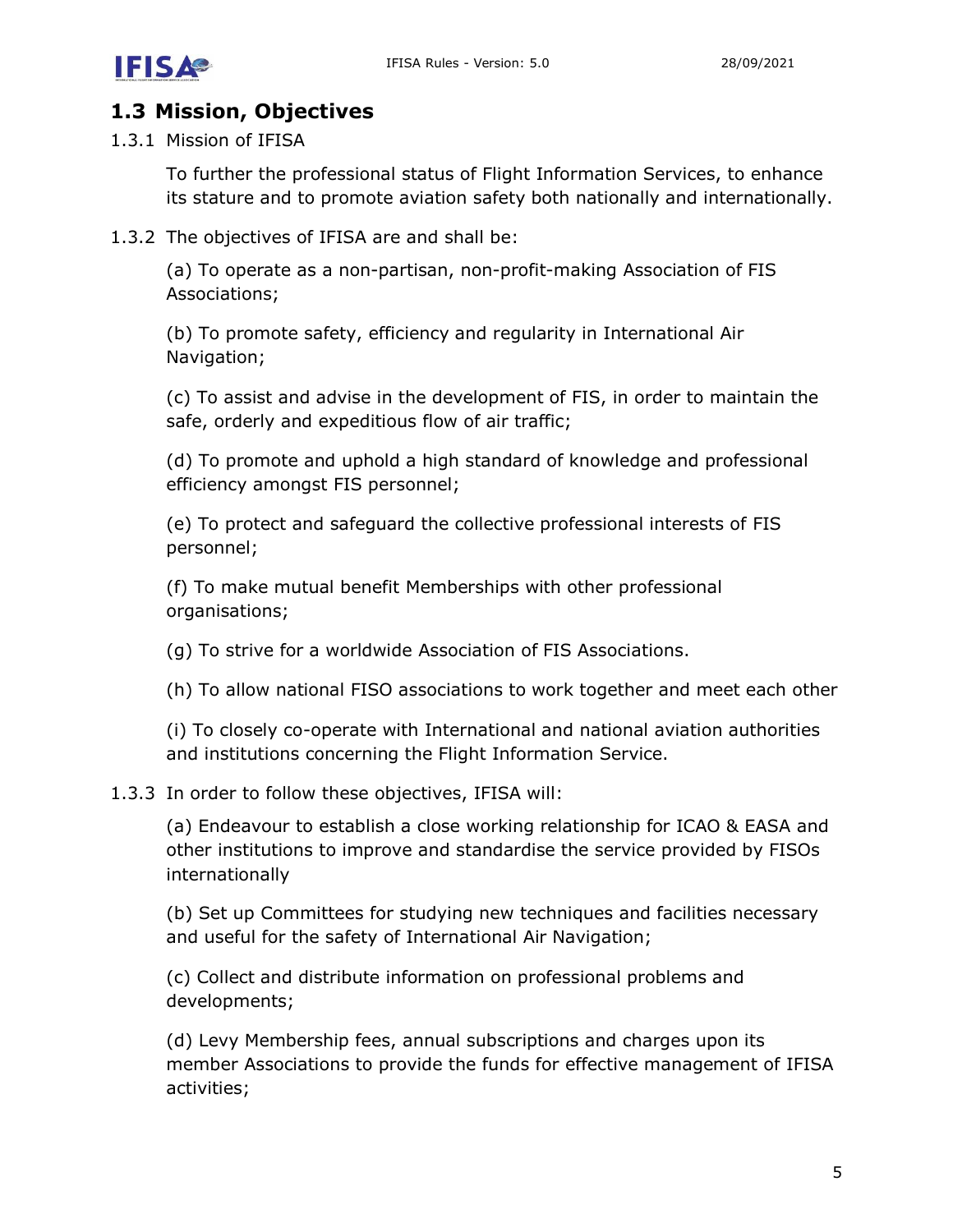## 1.3 Mission, Objectives

1.3.1 Mission of IFISA

To further the professional status of Flight Information Services, to enhance its stature and to promote aviation safety both nationally and internationally.

1.3.2 The objectives of IFISA are and shall be:

(a) To operate as a non-partisan, non-profit-making Association of FIS Associations;

(b) To promote safety, efficiency and regularity in International Air Navigation;

(c) To assist and advise in the development of FIS, in order to maintain the safe, orderly and expeditious flow of air traffic;

(d) To promote and uphold a high standard of knowledge and professional efficiency amongst FIS personnel;

(e) To protect and safeguard the collective professional interests of FIS personnel;

(f) To make mutual benefit Memberships with other professional organisations;

(g) To strive for a worldwide Association of FIS Associations.

(h) To allow national FISO associations to work together and meet each other

(i) To closely co-operate with International and national aviation authorities and institutions concerning the Flight Information Service.

1.3.3 In order to follow these objectives, IFISA will:

(a) Endeavour to establish a close working relationship for ICAO & EASA and other institutions to improve and standardise the service provided by FISOs internationally

(b) Set up Committees for studying new techniques and facilities necessary and useful for the safety of International Air Navigation;

(c) Collect and distribute information on professional problems and developments;

(d) Levy Membership fees, annual subscriptions and charges upon its member Associations to provide the funds for effective management of IFISA activities;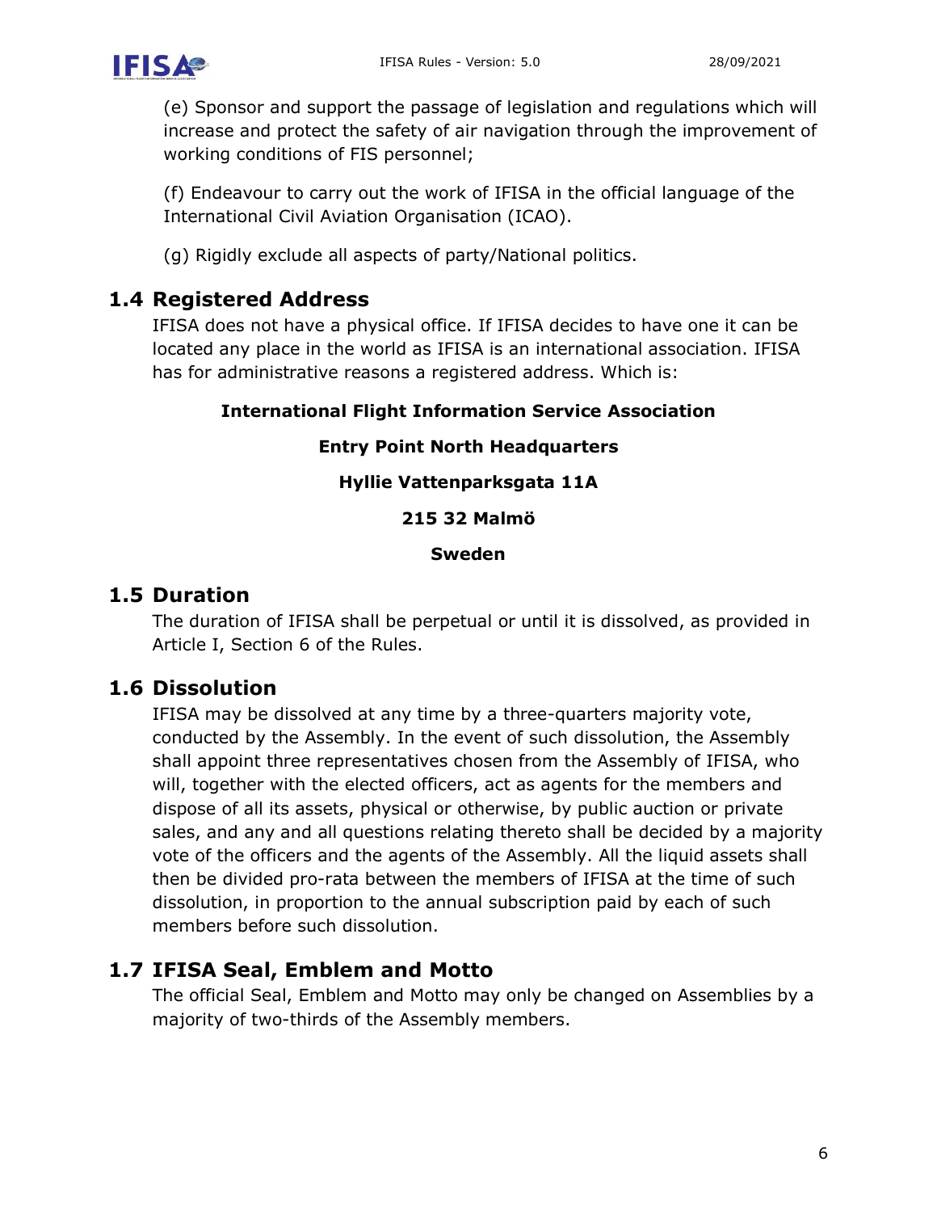(e) Sponsor and support the passage of legislation and regulations which will increase and protect the safety of air navigation through the improvement of working conditions of FIS personnel;

(f) Endeavour to carry out the work of IFISA in the official language of the International Civil Aviation Organisation (ICAO).

(g) Rigidly exclude all aspects of party/National politics.

## 1.4 Registered Address

IFISA does not have a physical office. If IFISA decides to have one it can be located any place in the world as IFISA is an international association. IFISA has for administrative reasons a registered address. Which is:

**International Flight Information Service Association**

**Entry Point North Headquarters**

**Hyllie Vattenparksgata 11A**

**215 32 Malmö**

**Sweden**

## 1.5 Duration

The duration of IFISA shall be perpetual or until it is dissolved, as provided in Article I, Section 6 of the Rules.

## 1.6 Dissolution

IFISA may be dissolved at any time by a three-quarters majority vote, conducted by the Assembly. In the event of such dissolution, the Assembly shall appoint three representatives chosen from the Assembly of IFISA, who will, together with the elected officers, act as agents for the members and dispose of all its assets, physical or otherwise, by public auction or private sales, and any and all questions relating thereto shall be decided by a majority vote of the officers and the agents of the Assembly. All the liquid assets shall then be divided pro-rata between the members of IFISA at the time of such dissolution, in proportion to the annual subscription paid by each of such members before such dissolution.

## 1.7 IFISA Seal, Emblem and Motto

The official Seal, Emblem and Motto may only be changed on Assemblies by a majority of two-thirds of the Assembly members.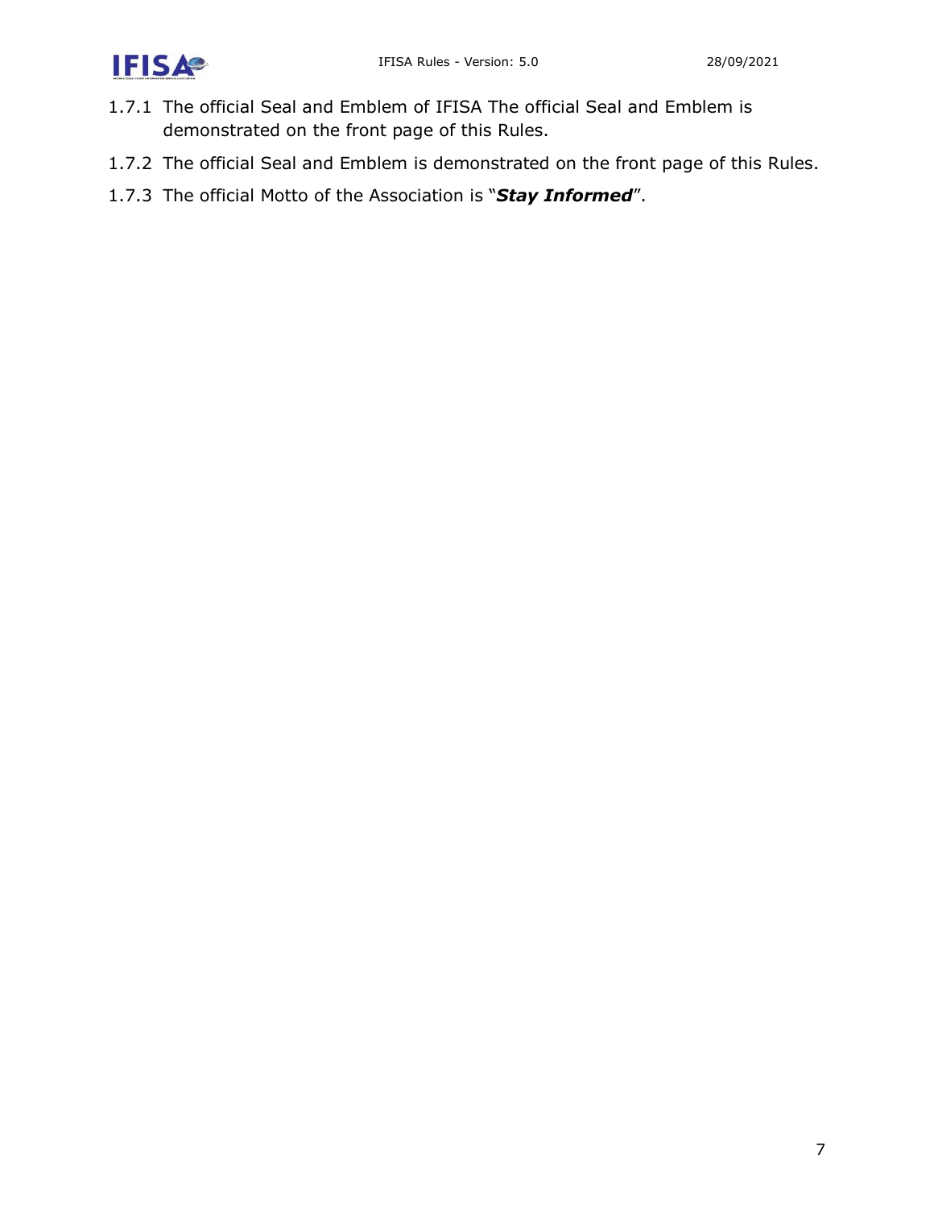1.7.1 The official Seal and Emblem of IFISA The official Seal and Emblem is demonstrated on the front page of this Rules.

1.7.2 The official Seal and Emblem is demonstrated on the front page of this Rules.

1.7.3 The official Motto of the Association is "***Stay Informed***".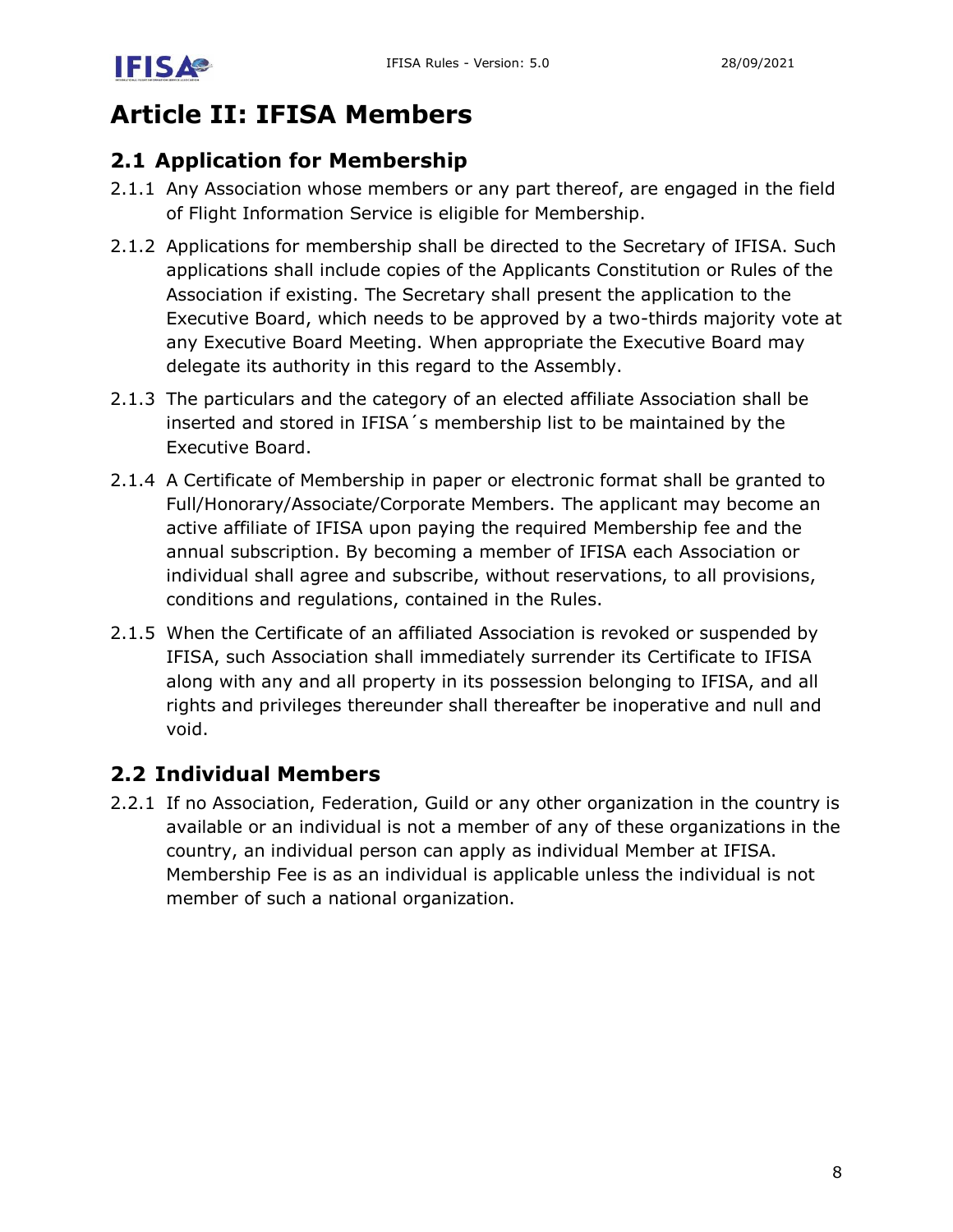# Article II: IFISA Members

## 2.1 Application for Membership

2.1.1 Any Association whose members or any part thereof, are engaged in the field of Flight Information Service is eligible for Membership.

2.1.2 Applications for membership shall be directed to the Secretary of IFISA. Such applications shall include copies of the Applicants Constitution or Rules of the Association if existing. The Secretary shall present the application to the Executive Board, which needs to be approved by a two-thirds majority vote at any Executive Board Meeting. When appropriate the Executive Board may delegate its authority in this regard to the Assembly.

2.1.3 The particulars and the category of an elected affiliate Association shall be inserted and stored in IFISA´s membership list to be maintained by the Executive Board.

2.1.4 A Certificate of Membership in paper or electronic format shall be granted to Full/Honorary/Associate/Corporate Members. The applicant may become an active affiliate of IFISA upon paying the required Membership fee and the annual subscription. By becoming a member of IFISA each Association or individual shall agree and subscribe, without reservations, to all provisions, conditions and regulations, contained in the Rules.

2.1.5 When the Certificate of an affiliated Association is revoked or suspended by IFISA, such Association shall immediately surrender its Certificate to IFISA along with any and all property in its possession belonging to IFISA, and all rights and privileges thereunder shall thereafter be inoperative and null and void.

## 2.2 Individual Members

2.2.1 If no Association, Federation, Guild or any other organization in the country is available or an individual is not a member of any of these organizations in the country, an individual person can apply as individual Member at IFISA. Membership Fee is as an individual is applicable unless the individual is not member of such a national organization.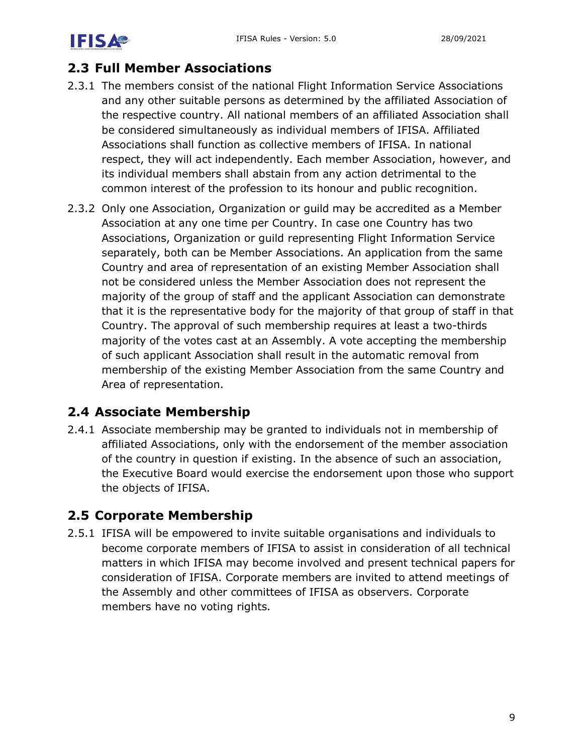## 2.3 Full Member Associations

2.3.1 The members consist of the national Flight Information Service Associations and any other suitable persons as determined by the affiliated Association of the respective country. All national members of an affiliated Association shall be considered simultaneously as individual members of IFISA. Affiliated Associations shall function as collective members of IFISA. In national respect, they will act independently. Each member Association, however, and its individual members shall abstain from any action detrimental to the common interest of the profession to its honour and public recognition.

2.3.2 Only one Association, Organization or guild may be accredited as a Member Association at any one time per Country. In case one Country has two Associations, Organization or guild representing Flight Information Service separately, both can be Member Associations. An application from the same Country and area of representation of an existing Member Association shall not be considered unless the Member Association does not represent the majority of the group of staff and the applicant Association can demonstrate that it is the representative body for the majority of that group of staff in that Country. The approval of such membership requires at least a two-thirds majority of the votes cast at an Assembly. A vote accepting the membership of such applicant Association shall result in the automatic removal from membership of the existing Member Association from the same Country and Area of representation.

## 2.4 Associate Membership

2.4.1 Associate membership may be granted to individuals not in membership of affiliated Associations, only with the endorsement of the member association of the country in question if existing. In the absence of such an association, the Executive Board would exercise the endorsement upon those who support the objects of IFISA.

## 2.5 Corporate Membership

2.5.1 IFISA will be empowered to invite suitable organisations and individuals to become corporate members of IFISA to assist in consideration of all technical matters in which IFISA may become involved and present technical papers for consideration of IFISA. Corporate members are invited to attend meetings of the Assembly and other committees of IFISA as observers. Corporate members have no voting rights.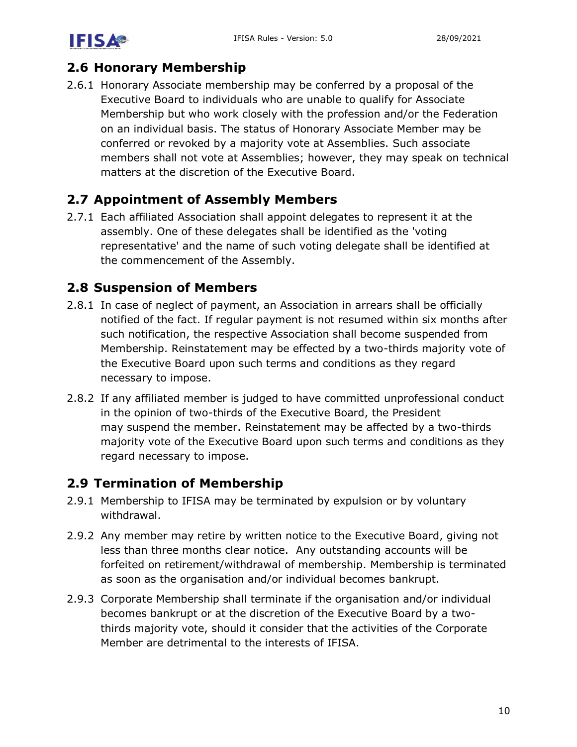## 2.6 Honorary Membership

2.6.1 Honorary Associate membership may be conferred by a proposal of the Executive Board to individuals who are unable to qualify for Associate Membership but who work closely with the profession and/or the Federation on an individual basis. The status of Honorary Associate Member may be conferred or revoked by a majority vote at Assemblies. Such associate members shall not vote at Assemblies; however, they may speak on technical matters at the discretion of the Executive Board.

## 2.7 Appointment of Assembly Members

2.7.1 Each affiliated Association shall appoint delegates to represent it at the assembly. One of these delegates shall be identified as the 'voting representative' and the name of such voting delegate shall be identified at the commencement of the Assembly.

## 2.8 Suspension of Members

2.8.1 In case of neglect of payment, an Association in arrears shall be officially notified of the fact. If regular payment is not resumed within six months after such notification, the respective Association shall become suspended from Membership. Reinstatement may be effected by a two-thirds majority vote of the Executive Board upon such terms and conditions as they regard necessary to impose.

2.8.2 If any affiliated member is judged to have committed unprofessional conduct in the opinion of two-thirds of the Executive Board, the President may suspend the member. Reinstatement may be affected by a two-thirds majority vote of the Executive Board upon such terms and conditions as they regard necessary to impose.

## 2.9 Termination of Membership

2.9.1 Membership to IFISA may be terminated by expulsion or by voluntary withdrawal.

2.9.2 Any member may retire by written notice to the Executive Board, giving not less than three months clear notice. Any outstanding accounts will be forfeited on retirement/withdrawal of membership. Membership is terminated as soon as the organisation and/or individual becomes bankrupt.

2.9.3 Corporate Membership shall terminate if the organisation and/or individual becomes bankrupt or at the discretion of the Executive Board by a two-thirds majority vote, should it consider that the activities of the Corporate Member are detrimental to the interests of IFISA.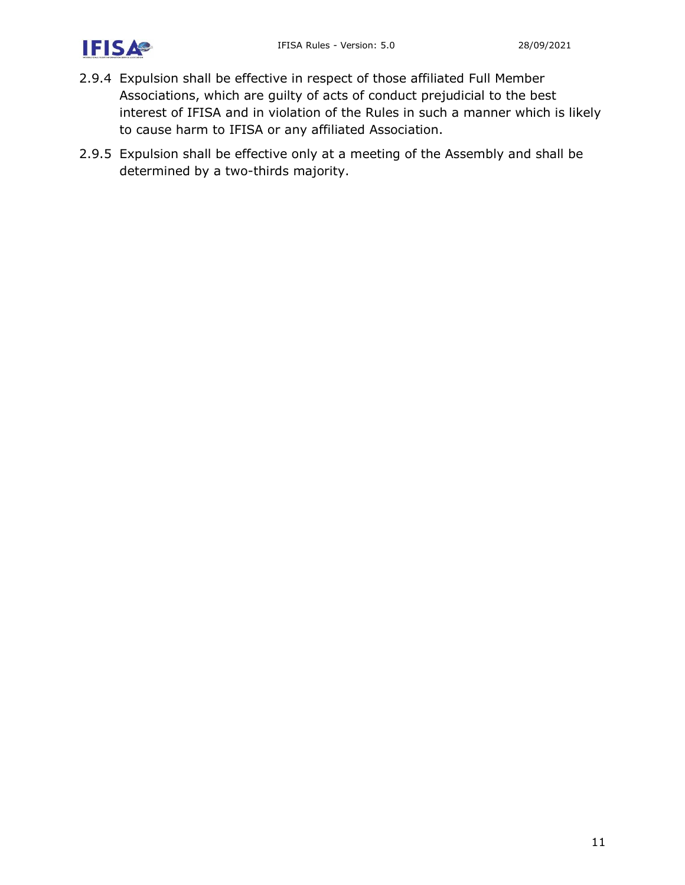2.9.4 Expulsion shall be effective in respect of those affiliated Full Member Associations, which are guilty of acts of conduct prejudicial to the best interest of IFISA and in violation of the Rules in such a manner which is likely to cause harm to IFISA or any affiliated Association.

2.9.5 Expulsion shall be effective only at a meeting of the Assembly and shall be determined by a two-thirds majority.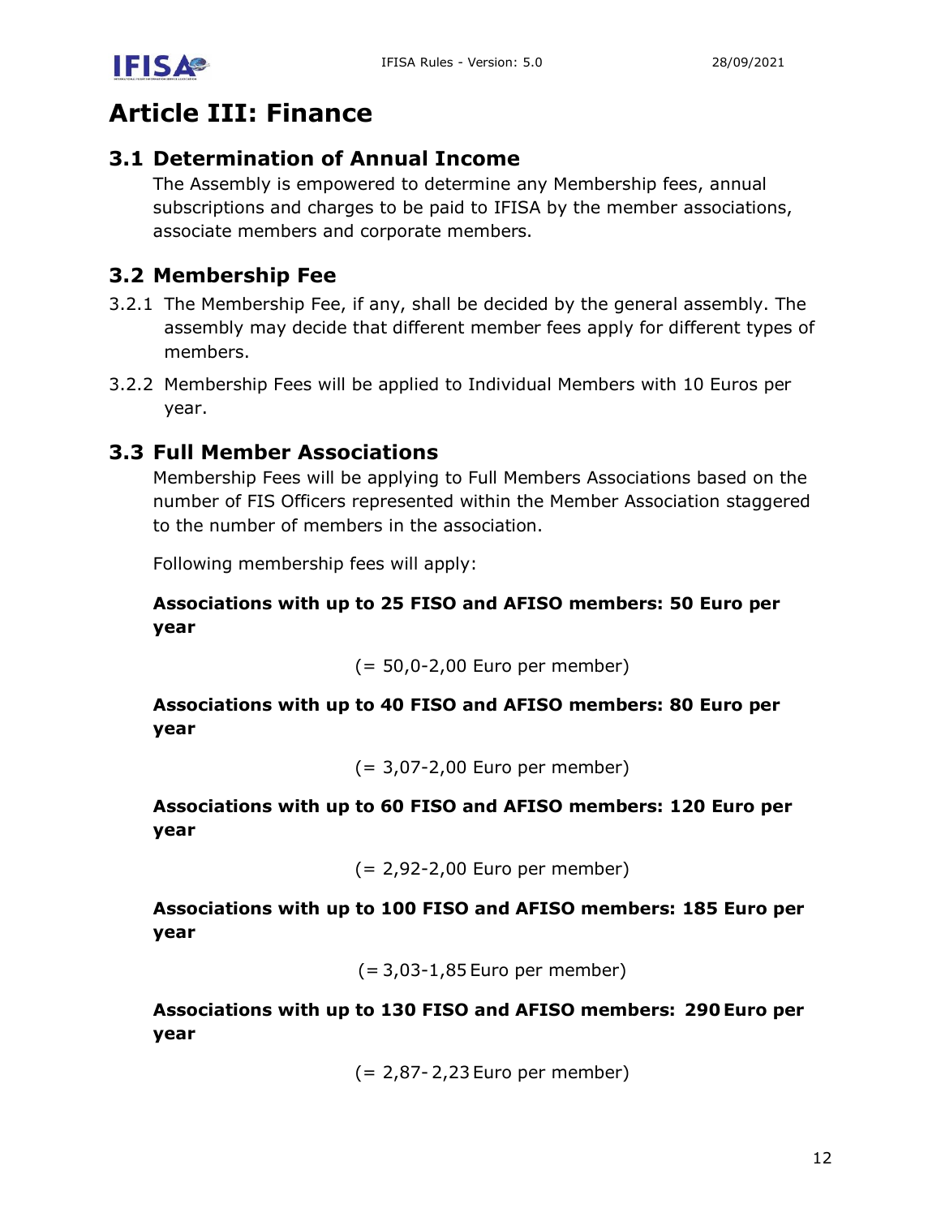# Article III: Finance

## 3.1 Determination of Annual Income

The Assembly is empowered to determine any Membership fees, annual subscriptions and charges to be paid to IFISA by the member associations, associate members and corporate members.

## 3.2 Membership Fee

3.2.1 The Membership Fee, if any, shall be decided by the general assembly. The assembly may decide that different member fees apply for different types of members.

3.2.2 Membership Fees will be applied to Individual Members with 10 Euros per year.

## 3.3 Full Member Associations

Membership Fees will be applying to Full Members Associations based on the number of FIS Officers represented within the Member Association staggered to the number of members in the association.

Following membership fees will apply:

**Associations with up to 25 FISO and AFISO members: 50 Euro per year**

(= 50,0-2,00 Euro per member)

**Associations with up to 40 FISO and AFISO members: 80 Euro per year**

(= 3,07-2,00 Euro per member)

**Associations with up to 60 FISO and AFISO members: 120 Euro per year**

(= 2,92-2,00 Euro per member)

**Associations with up to 100 FISO and AFISO members: 185 Euro per year**

(= 3,03-1,85 Euro per member)

**Associations with up to 130 FISO and AFISO members: 290 Euro per year**

(= 2,87- 2,23 Euro per member)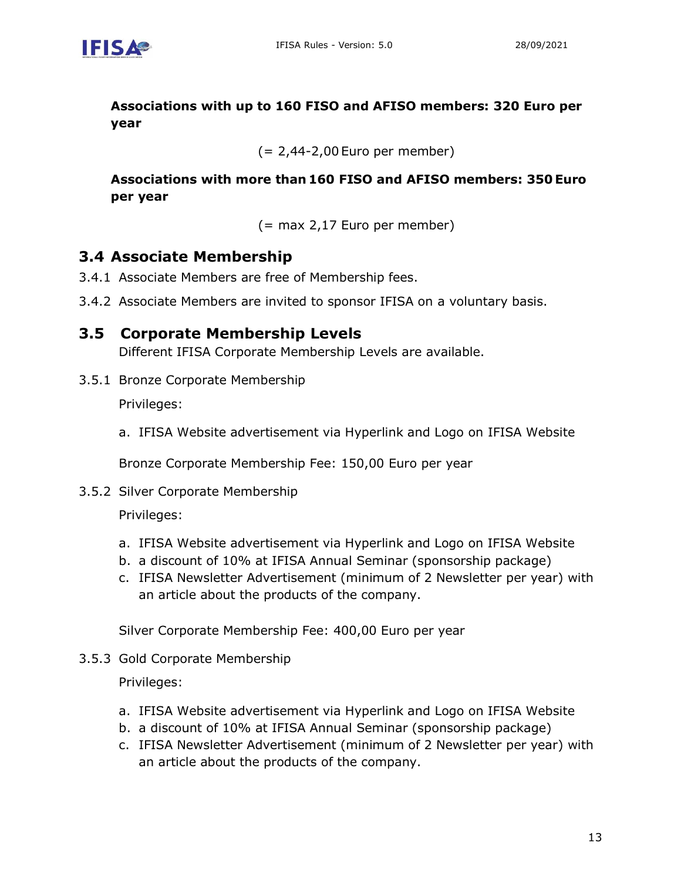**Associations with up to 160 FISO and AFISO members: 320 Euro per year**

(= 2,44-2,00 Euro per member)

**Associations with more than 160 FISO and AFISO members: 350 Euro per year**

(= max 2,17 Euro per member)

## 3.4 Associate Membership

3.4.1 Associate Members are free of Membership fees.

3.4.2 Associate Members are invited to sponsor IFISA on a voluntary basis.

## 3.5 Corporate Membership Levels

Different IFISA Corporate Membership Levels are available.

3.5.1 Bronze Corporate Membership

Privileges:

a. IFISA Website advertisement via Hyperlink and Logo on IFISA Website

Bronze Corporate Membership Fee: 150,00 Euro per year

3.5.2 Silver Corporate Membership

Privileges:

a. IFISA Website advertisement via Hyperlink and Logo on IFISA Website
b. a discount of 10% at IFISA Annual Seminar (sponsorship package)
c. IFISA Newsletter Advertisement (minimum of 2 Newsletter per year) with an article about the products of the company.

Silver Corporate Membership Fee: 400,00 Euro per year

3.5.3 Gold Corporate Membership

Privileges:

a. IFISA Website advertisement via Hyperlink and Logo on IFISA Website
b. a discount of 10% at IFISA Annual Seminar (sponsorship package)
c. IFISA Newsletter Advertisement (minimum of 2 Newsletter per year) with an article about the products of the company.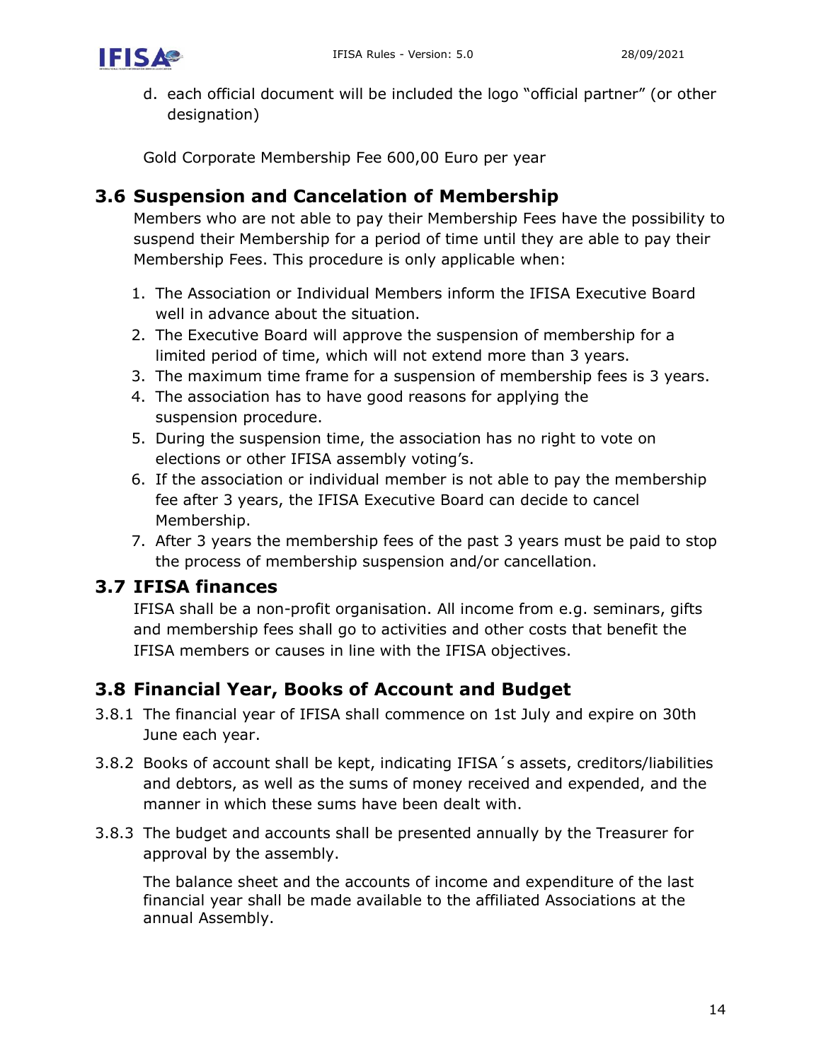d. each official document will be included the logo “official partner” (or other designation)

Gold Corporate Membership Fee 600,00 Euro per year

## 3.6 Suspension and Cancelation of Membership

Members who are not able to pay their Membership Fees have the possibility to suspend their Membership for a period of time until they are able to pay their Membership Fees. This procedure is only applicable when:

1. The Association or Individual Members inform the IFISA Executive Board well in advance about the situation.
2. The Executive Board will approve the suspension of membership for a limited period of time, which will not extend more than 3 years.
3. The maximum time frame for a suspension of membership fees is 3 years.
4. The association has to have good reasons for applying the suspension procedure.
5. During the suspension time, the association has no right to vote on elections or other IFISA assembly voting’s.
6. If the association or individual member is not able to pay the membership fee after 3 years, the IFISA Executive Board can decide to cancel Membership.
7. After 3 years the membership fees of the past 3 years must be paid to stop the process of membership suspension and/or cancellation.

## 3.7 IFISA finances

IFISA shall be a non-profit organisation. All income from e.g. seminars, gifts and membership fees shall go to activities and other costs that benefit the IFISA members or causes in line with the IFISA objectives.

## 3.8 Financial Year, Books of Account and Budget

3.8.1 The financial year of IFISA shall commence on 1st July and expire on 30th June each year.

3.8.2 Books of account shall be kept, indicating IFISA´s assets, creditors/liabilities and debtors, as well as the sums of money received and expended, and the manner in which these sums have been dealt with.

3.8.3 The budget and accounts shall be presented annually by the Treasurer for approval by the assembly.

The balance sheet and the accounts of income and expenditure of the last financial year shall be made available to the affiliated Associations at the annual Assembly.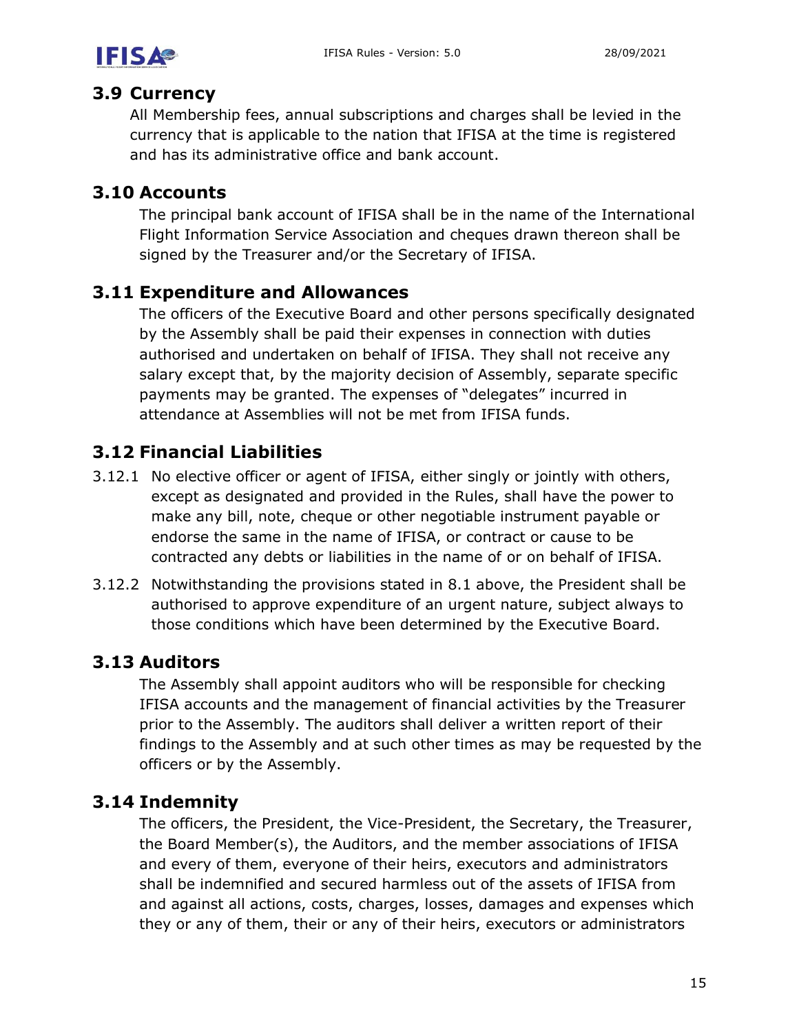## 3.9 Currency

All Membership fees, annual subscriptions and charges shall be levied in the currency that is applicable to the nation that IFISA at the time is registered and has its administrative office and bank account.

## 3.10 Accounts

The principal bank account of IFISA shall be in the name of the International Flight Information Service Association and cheques drawn thereon shall be signed by the Treasurer and/or the Secretary of IFISA.

## 3.11 Expenditure and Allowances

The officers of the Executive Board and other persons specifically designated by the Assembly shall be paid their expenses in connection with duties authorised and undertaken on behalf of IFISA. They shall not receive any salary except that, by the majority decision of Assembly, separate specific payments may be granted. The expenses of "delegates" incurred in attendance at Assemblies will not be met from IFISA funds.

## 3.12 Financial Liabilities

3.12.1 No elective officer or agent of IFISA, either singly or jointly with others, except as designated and provided in the Rules, shall have the power to make any bill, note, cheque or other negotiable instrument payable or endorse the same in the name of IFISA, or contract or cause to be contracted any debts or liabilities in the name of or on behalf of IFISA.

3.12.2 Notwithstanding the provisions stated in 8.1 above, the President shall be authorised to approve expenditure of an urgent nature, subject always to those conditions which have been determined by the Executive Board.

## 3.13 Auditors

The Assembly shall appoint auditors who will be responsible for checking IFISA accounts and the management of financial activities by the Treasurer prior to the Assembly. The auditors shall deliver a written report of their findings to the Assembly and at such other times as may be requested by the officers or by the Assembly.

## 3.14 Indemnity

The officers, the President, the Vice-President, the Secretary, the Treasurer, the Board Member(s), the Auditors, and the member associations of IFISA and every of them, everyone of their heirs, executors and administrators shall be indemnified and secured harmless out of the assets of IFISA from and against all actions, costs, charges, losses, damages and expenses which they or any of them, their or any of their heirs, executors or administrators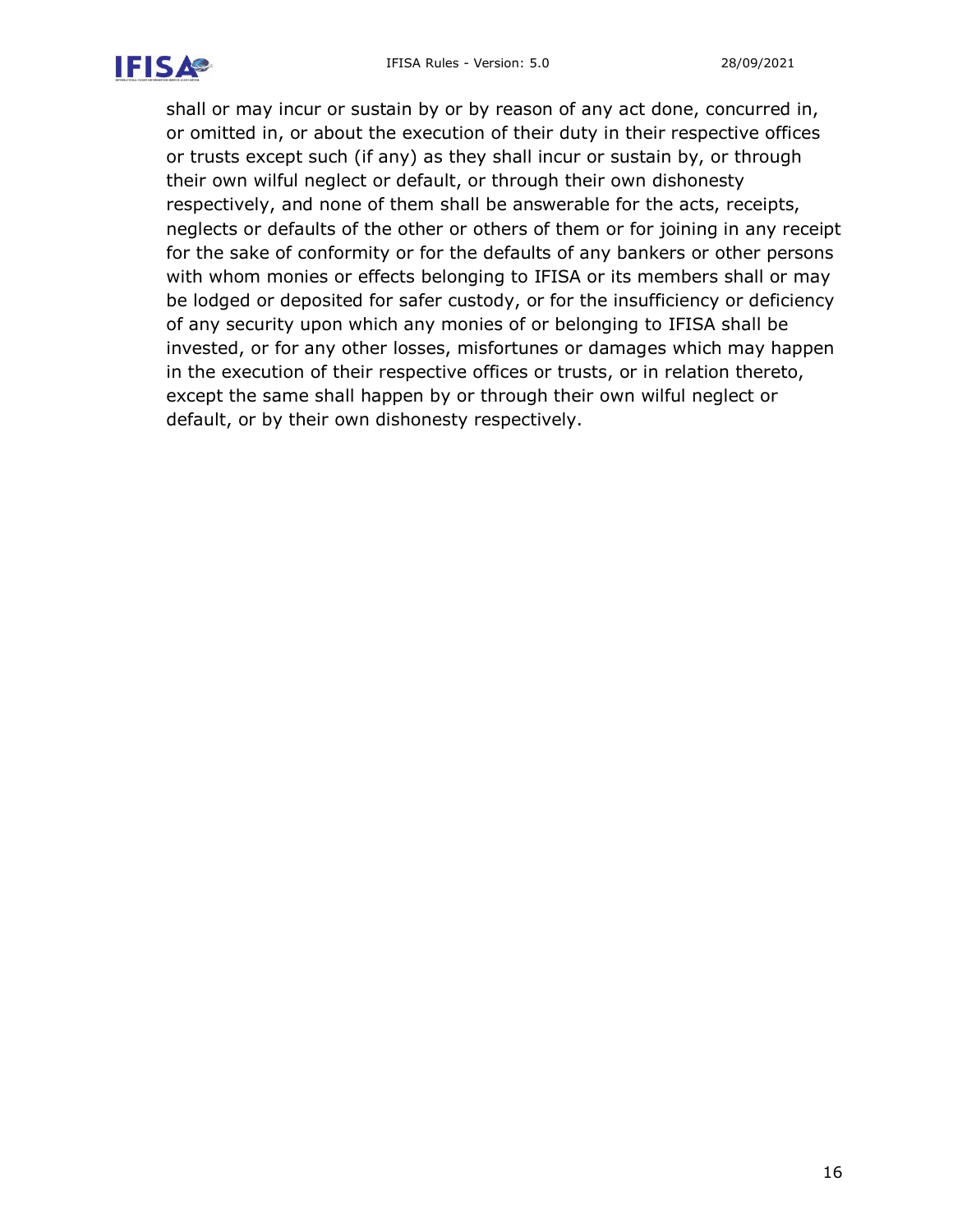shall or may incur or sustain by or by reason of any act done, concurred in, or omitted in, or about the execution of their duty in their respective offices or trusts except such (if any) as they shall incur or sustain by, or through their own wilful neglect or default, or through their own dishonesty respectively, and none of them shall be answerable for the acts, receipts, neglects or defaults of the other or others of them or for joining in any receipt for the sake of conformity or for the defaults of any bankers or other persons with whom monies or effects belonging to IFISA or its members shall or may be lodged or deposited for safer custody, or for the insufficiency or deficiency of any security upon which any monies of or belonging to IFISA shall be invested, or for any other losses, misfortunes or damages which may happen in the execution of their respective offices or trusts, or in relation thereto, except the same shall happen by or through their own wilful neglect or default, or by their own dishonesty respectively.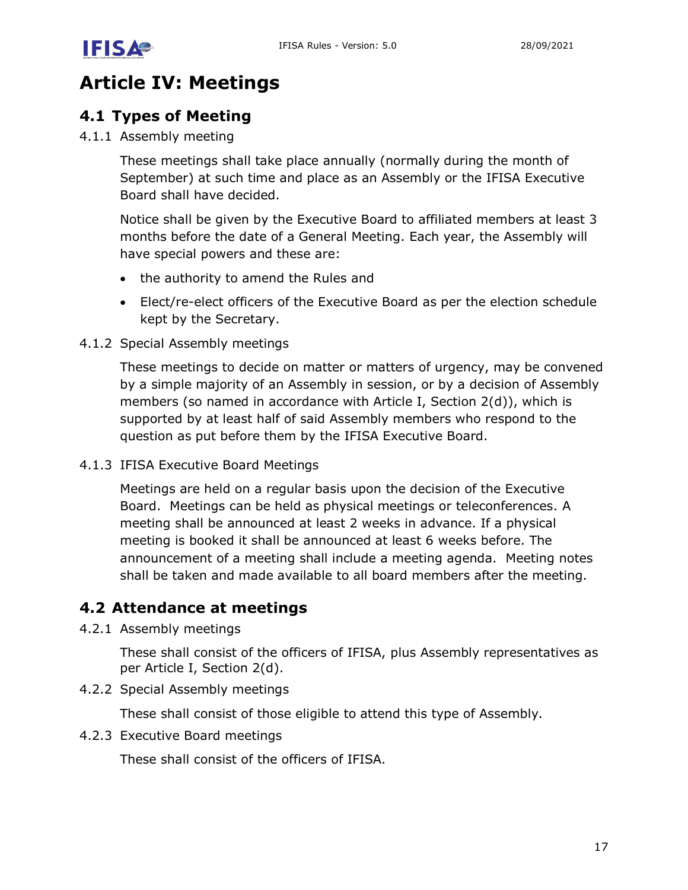# Article IV: Meetings

## 4.1 Types of Meeting

4.1.1 Assembly meeting

These meetings shall take place annually (normally during the month of September) at such time and place as an Assembly or the IFISA Executive Board shall have decided.

Notice shall be given by the Executive Board to affiliated members at least 3 months before the date of a General Meeting. Each year, the Assembly will have special powers and these are:

- the authority to amend the Rules and
- Elect/re-elect officers of the Executive Board as per the election schedule kept by the Secretary.

4.1.2 Special Assembly meetings

These meetings to decide on matter or matters of urgency, may be convened by a simple majority of an Assembly in session, or by a decision of Assembly members (so named in accordance with Article I, Section 2(d)), which is supported by at least half of said Assembly members who respond to the question as put before them by the IFISA Executive Board.

4.1.3 IFISA Executive Board Meetings

Meetings are held on a regular basis upon the decision of the Executive Board. Meetings can be held as physical meetings or teleconferences. A meeting shall be announced at least 2 weeks in advance. If a physical meeting is booked it shall be announced at least 6 weeks before. The announcement of a meeting shall include a meeting agenda. Meeting notes shall be taken and made available to all board members after the meeting.

## 4.2 Attendance at meetings

4.2.1 Assembly meetings

These shall consist of the officers of IFISA, plus Assembly representatives as per Article I, Section 2(d).

4.2.2 Special Assembly meetings

These shall consist of those eligible to attend this type of Assembly.

4.2.3 Executive Board meetings

These shall consist of the officers of IFISA.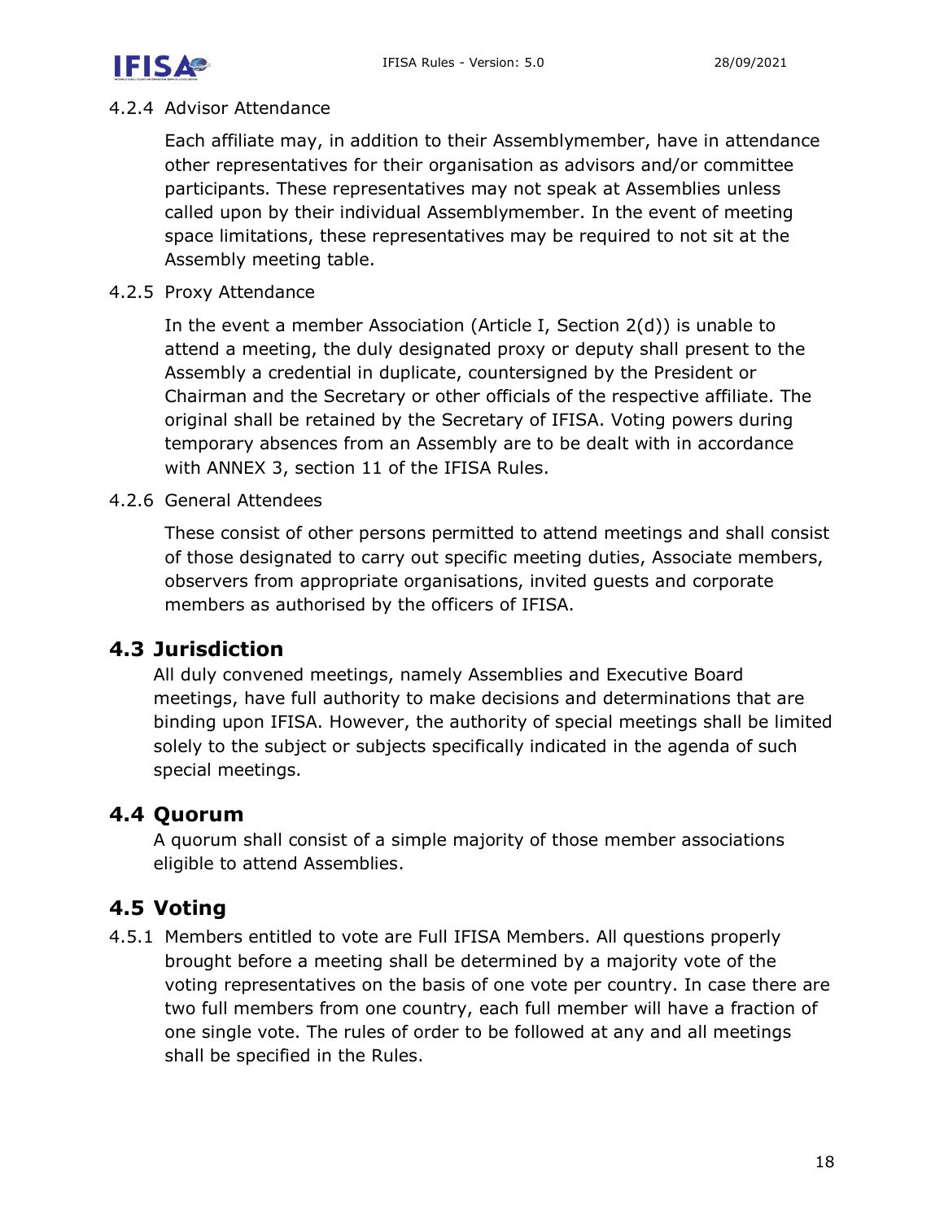4.2.4 Advisor Attendance

Each affiliate may, in addition to their Assemblymember, have in attendance other representatives for their organisation as advisors and/or committee participants. These representatives may not speak at Assemblies unless called upon by their individual Assemblymember. In the event of meeting space limitations, these representatives may be required to not sit at the Assembly meeting table.

4.2.5 Proxy Attendance

In the event a member Association (Article I, Section 2(d)) is unable to attend a meeting, the duly designated proxy or deputy shall present to the Assembly a credential in duplicate, countersigned by the President or Chairman and the Secretary or other officials of the respective affiliate. The original shall be retained by the Secretary of IFISA. Voting powers during temporary absences from an Assembly are to be dealt with in accordance with ANNEX 3, section 11 of the IFISA Rules.

4.2.6 General Attendees

These consist of other persons permitted to attend meetings and shall consist of those designated to carry out specific meeting duties, Associate members, observers from appropriate organisations, invited guests and corporate members as authorised by the officers of IFISA.

## 4.3 Jurisdiction

All duly convened meetings, namely Assemblies and Executive Board meetings, have full authority to make decisions and determinations that are binding upon IFISA. However, the authority of special meetings shall be limited solely to the subject or subjects specifically indicated in the agenda of such special meetings.

## 4.4 Quorum

A quorum shall consist of a simple majority of those member associations eligible to attend Assemblies.

## 4.5 Voting

4.5.1 Members entitled to vote are Full IFISA Members. All questions properly brought before a meeting shall be determined by a majority vote of the voting representatives on the basis of one vote per country. In case there are two full members from one country, each full member will have a fraction of one single vote. The rules of order to be followed at any and all meetings shall be specified in the Rules.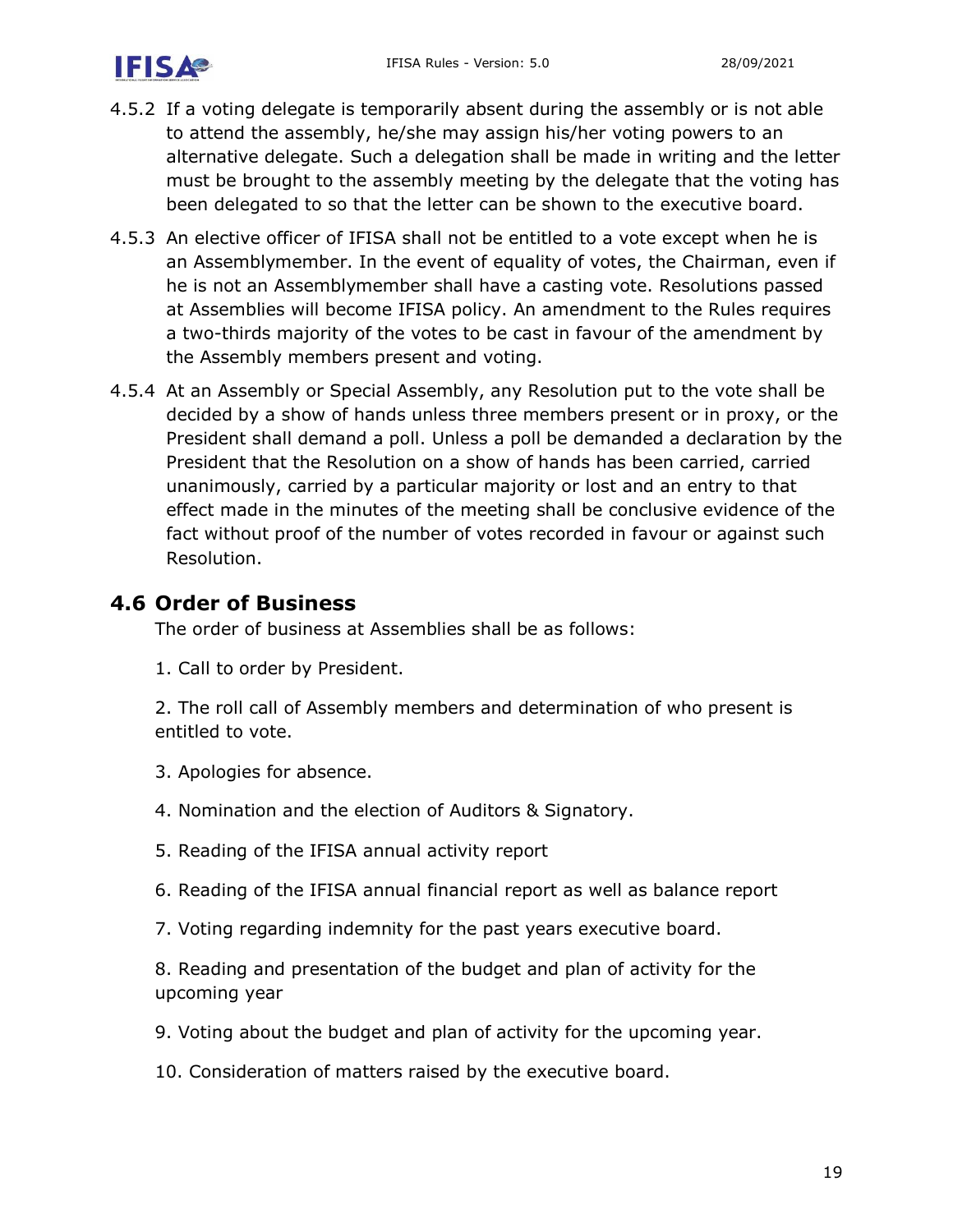4.5.2 If a voting delegate is temporarily absent during the assembly or is not able to attend the assembly, he/she may assign his/her voting powers to an alternative delegate. Such a delegation shall be made in writing and the letter must be brought to the assembly meeting by the delegate that the voting has been delegated to so that the letter can be shown to the executive board.

4.5.3 An elective officer of IFISA shall not be entitled to a vote except when he is an Assemblymember. In the event of equality of votes, the Chairman, even if he is not an Assemblymember shall have a casting vote. Resolutions passed at Assemblies will become IFISA policy. An amendment to the Rules requires a two-thirds majority of the votes to be cast in favour of the amendment by the Assembly members present and voting.

4.5.4 At an Assembly or Special Assembly, any Resolution put to the vote shall be decided by a show of hands unless three members present or in proxy, or the President shall demand a poll. Unless a poll be demanded a declaration by the President that the Resolution on a show of hands has been carried, carried unanimously, carried by a particular majority or lost and an entry to that effect made in the minutes of the meeting shall be conclusive evidence of the fact without proof of the number of votes recorded in favour or against such Resolution.

## 4.6 Order of Business

The order of business at Assemblies shall be as follows:

1. Call to order by President.

2. The roll call of Assembly members and determination of who present is entitled to vote.

3. Apologies for absence.

4. Nomination and the election of Auditors & Signatory.

5. Reading of the IFISA annual activity report

6. Reading of the IFISA annual financial report as well as balance report

7. Voting regarding indemnity for the past years executive board.

8. Reading and presentation of the budget and plan of activity for the upcoming year

9. Voting about the budget and plan of activity for the upcoming year.

10. Consideration of matters raised by the executive board.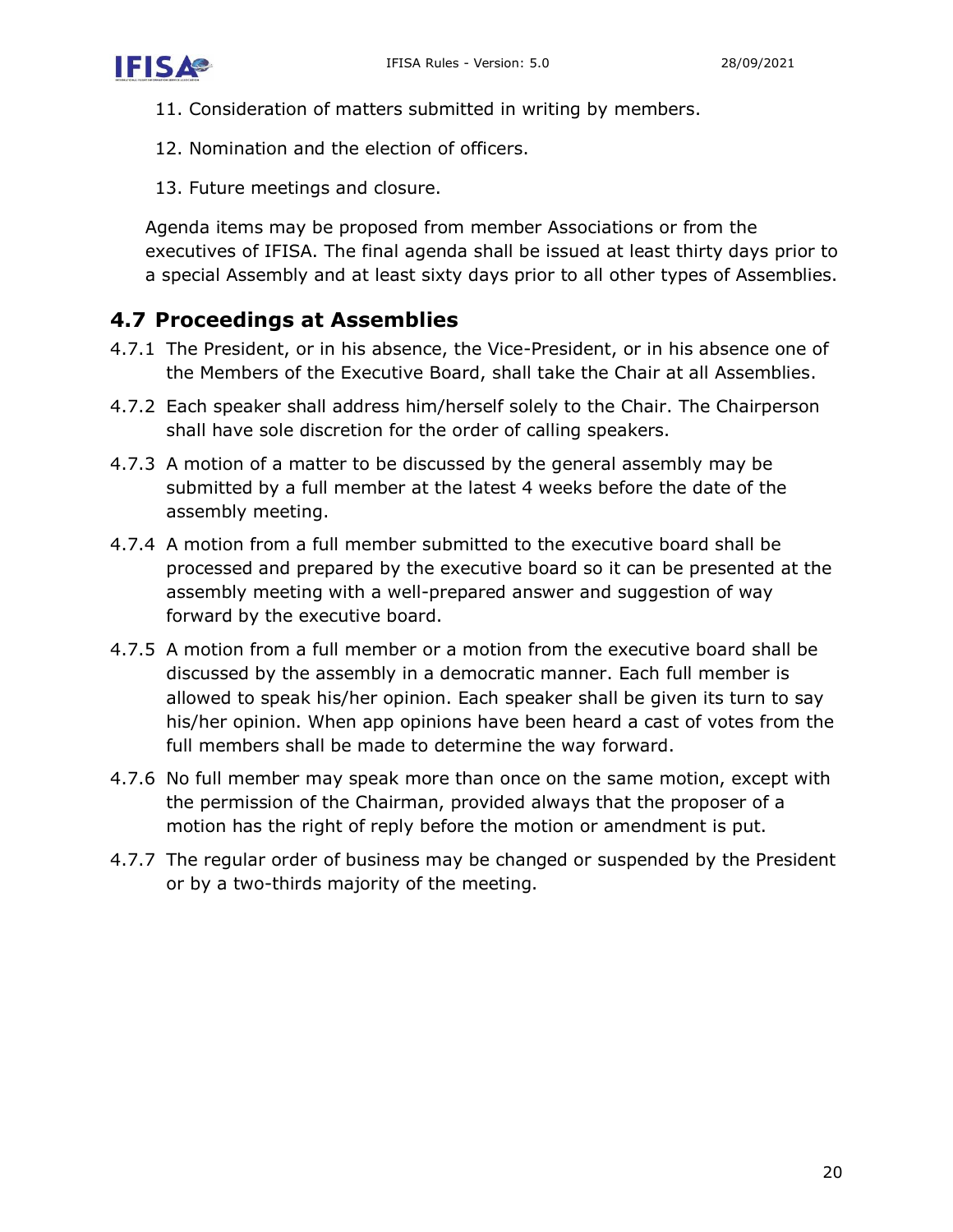11. Consideration of matters submitted in writing by members.
12. Nomination and the election of officers.
13. Future meetings and closure.

Agenda items may be proposed from member Associations or from the executives of IFISA. The final agenda shall be issued at least thirty days prior to a special Assembly and at least sixty days prior to all other types of Assemblies.

## 4.7 Proceedings at Assemblies

4.7.1 The President, or in his absence, the Vice-President, or in his absence one of the Members of the Executive Board, shall take the Chair at all Assemblies.

4.7.2 Each speaker shall address him/herself solely to the Chair. The Chairperson shall have sole discretion for the order of calling speakers.

4.7.3 A motion of a matter to be discussed by the general assembly may be submitted by a full member at the latest 4 weeks before the date of the assembly meeting.

4.7.4 A motion from a full member submitted to the executive board shall be processed and prepared by the executive board so it can be presented at the assembly meeting with a well-prepared answer and suggestion of way forward by the executive board.

4.7.5 A motion from a full member or a motion from the executive board shall be discussed by the assembly in a democratic manner. Each full member is allowed to speak his/her opinion. Each speaker shall be given its turn to say his/her opinion. When app opinions have been heard a cast of votes from the full members shall be made to determine the way forward.

4.7.6 No full member may speak more than once on the same motion, except with the permission of the Chairman, provided always that the proposer of a motion has the right of reply before the motion or amendment is put.

4.7.7 The regular order of business may be changed or suspended by the President or by a two-thirds majority of the meeting.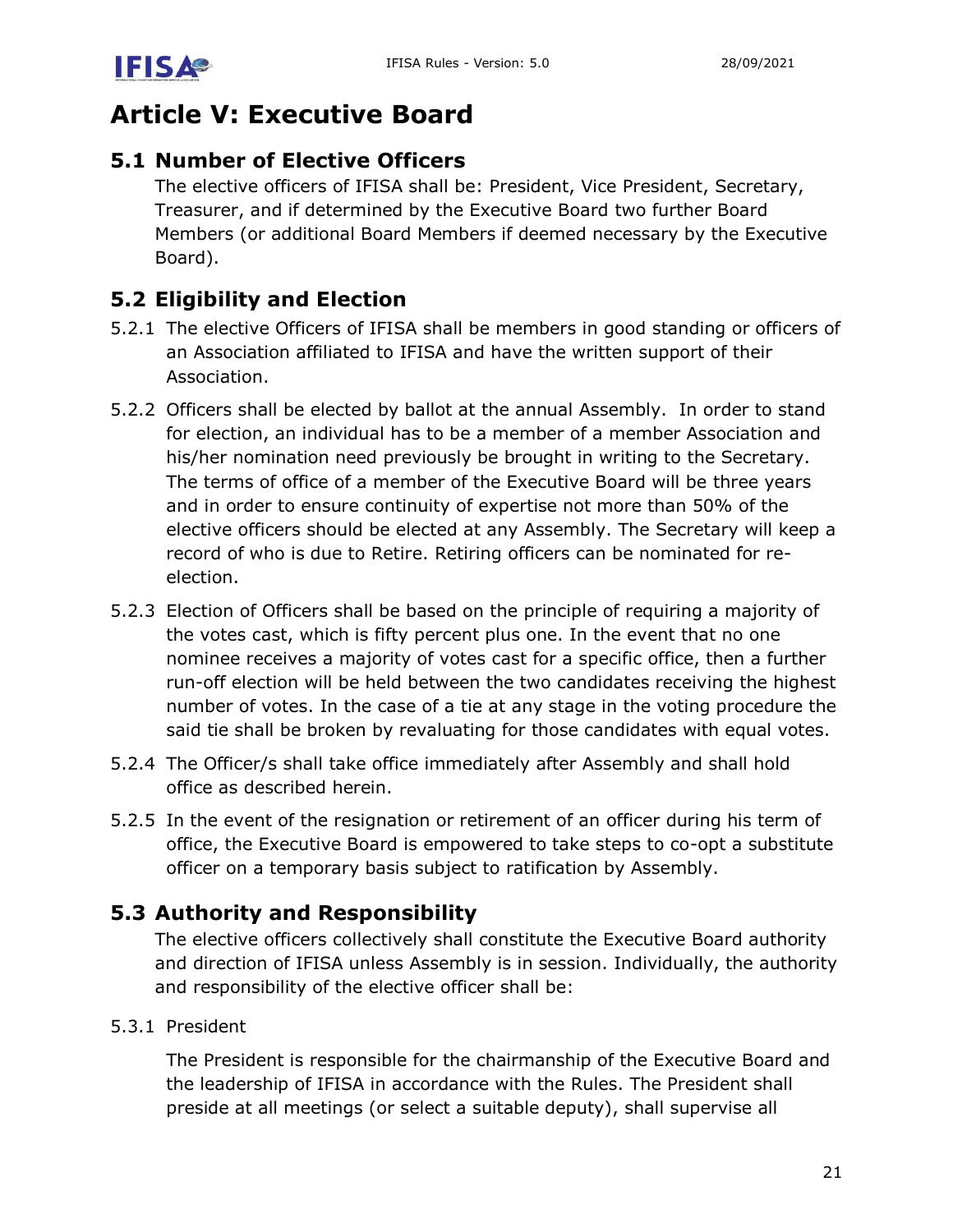# Article V: Executive Board

## 5.1 Number of Elective Officers

The elective officers of IFISA shall be: President, Vice President, Secretary, Treasurer, and if determined by the Executive Board two further Board Members (or additional Board Members if deemed necessary by the Executive Board).

## 5.2 Eligibility and Election

5.2.1 The elective Officers of IFISA shall be members in good standing or officers of an Association affiliated to IFISA and have the written support of their Association.

5.2.2 Officers shall be elected by ballot at the annual Assembly. In order to stand for election, an individual has to be a member of a member Association and his/her nomination need previously be brought in writing to the Secretary. The terms of office of a member of the Executive Board will be three years and in order to ensure continuity of expertise not more than 50% of the elective officers should be elected at any Assembly. The Secretary will keep a record of who is due to Retire. Retiring officers can be nominated for re-election.

5.2.3 Election of Officers shall be based on the principle of requiring a majority of the votes cast, which is fifty percent plus one. In the event that no one nominee receives a majority of votes cast for a specific office, then a further run-off election will be held between the two candidates receiving the highest number of votes. In the case of a tie at any stage in the voting procedure the said tie shall be broken by revaluating for those candidates with equal votes.

5.2.4 The Officer/s shall take office immediately after Assembly and shall hold office as described herein.

5.2.5 In the event of the resignation or retirement of an officer during his term of office, the Executive Board is empowered to take steps to co-opt a substitute officer on a temporary basis subject to ratification by Assembly.

## 5.3 Authority and Responsibility

The elective officers collectively shall constitute the Executive Board authority and direction of IFISA unless Assembly is in session. Individually, the authority and responsibility of the elective officer shall be:

5.3.1 President

The President is responsible for the chairmanship of the Executive Board and the leadership of IFISA in accordance with the Rules. The President shall preside at all meetings (or select a suitable deputy), shall supervise all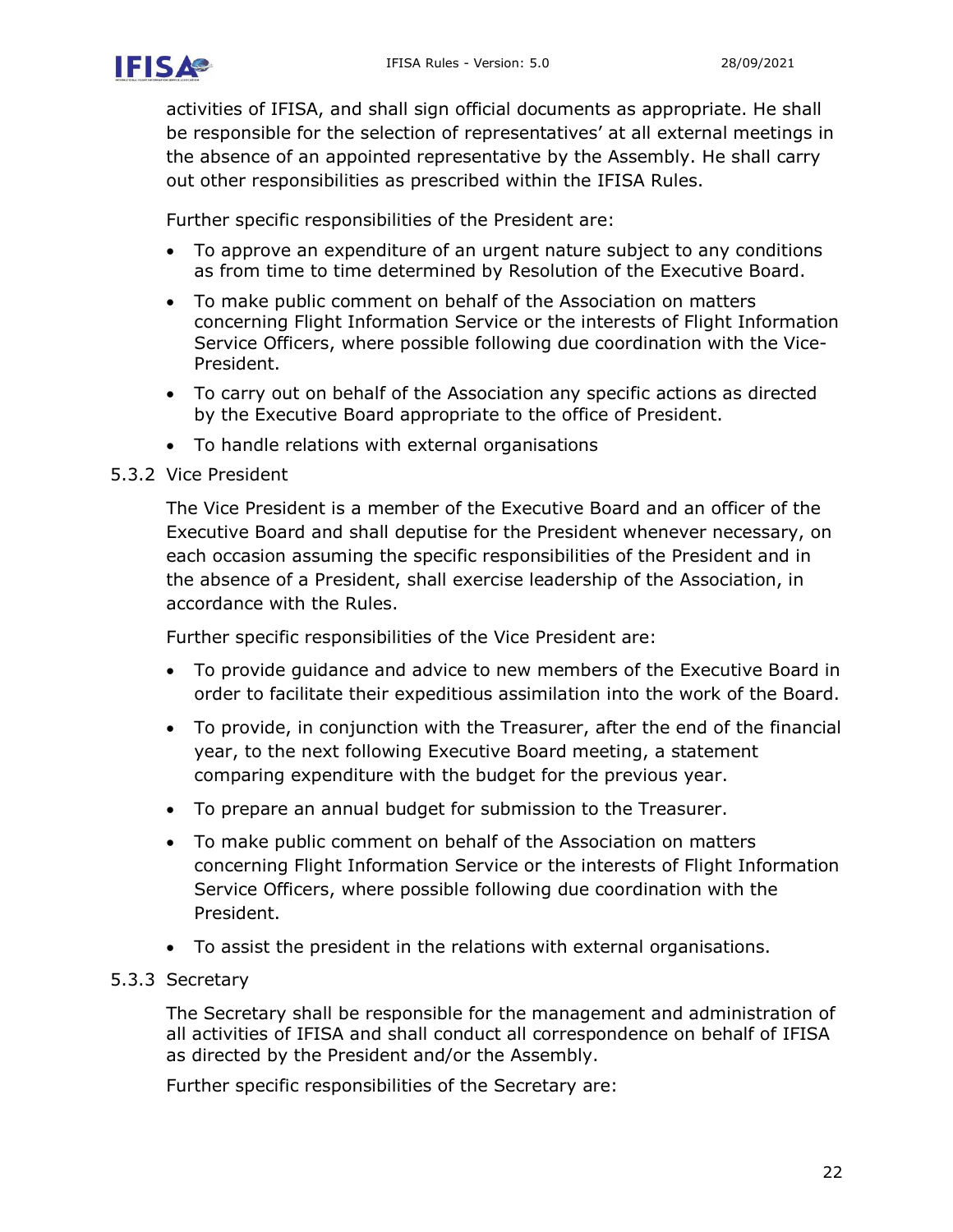activities of IFISA, and shall sign official documents as appropriate. He shall be responsible for the selection of representatives' at all external meetings in the absence of an appointed representative by the Assembly. He shall carry out other responsibilities as prescribed within the IFISA Rules.

Further specific responsibilities of the President are:

- To approve an expenditure of an urgent nature subject to any conditions as from time to time determined by Resolution of the Executive Board.
- To make public comment on behalf of the Association on matters concerning Flight Information Service or the interests of Flight Information Service Officers, where possible following due coordination with the Vice-President.
- To carry out on behalf of the Association any specific actions as directed by the Executive Board appropriate to the office of President.
- To handle relations with external organisations

### 5.3.2 Vice President

The Vice President is a member of the Executive Board and an officer of the Executive Board and shall deputise for the President whenever necessary, on each occasion assuming the specific responsibilities of the President and in the absence of a President, shall exercise leadership of the Association, in accordance with the Rules.

Further specific responsibilities of the Vice President are:

- To provide guidance and advice to new members of the Executive Board in order to facilitate their expeditious assimilation into the work of the Board.
- To provide, in conjunction with the Treasurer, after the end of the financial year, to the next following Executive Board meeting, a statement comparing expenditure with the budget for the previous year.
- To prepare an annual budget for submission to the Treasurer.
- To make public comment on behalf of the Association on matters concerning Flight Information Service or the interests of Flight Information Service Officers, where possible following due coordination with the President.
- To assist the president in the relations with external organisations.

### 5.3.3 Secretary

The Secretary shall be responsible for the management and administration of all activities of IFISA and shall conduct all correspondence on behalf of IFISA as directed by the President and/or the Assembly.

Further specific responsibilities of the Secretary are: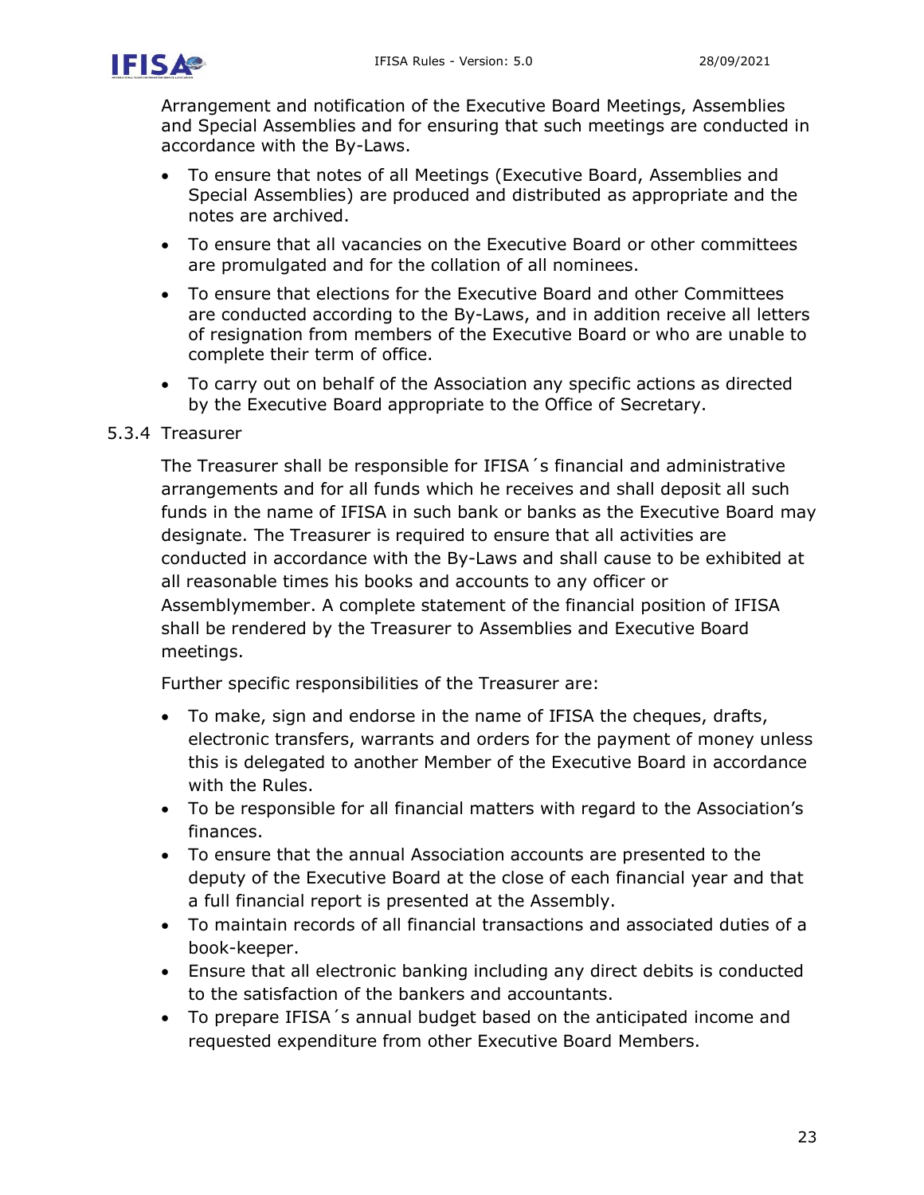Arrangement and notification of the Executive Board Meetings, Assemblies and Special Assemblies and for ensuring that such meetings are conducted in accordance with the By-Laws.

- To ensure that notes of all Meetings (Executive Board, Assemblies and Special Assemblies) are produced and distributed as appropriate and the notes are archived.
- To ensure that all vacancies on the Executive Board or other committees are promulgated and for the collation of all nominees.
- To ensure that elections for the Executive Board and other Committees are conducted according to the By-Laws, and in addition receive all letters of resignation from members of the Executive Board or who are unable to complete their term of office.
- To carry out on behalf of the Association any specific actions as directed by the Executive Board appropriate to the Office of Secretary.

#### 5.3.4 Treasurer

The Treasurer shall be responsible for IFISA´s financial and administrative arrangements and for all funds which he receives and shall deposit all such funds in the name of IFISA in such bank or banks as the Executive Board may designate. The Treasurer is required to ensure that all activities are conducted in accordance with the By-Laws and shall cause to be exhibited at all reasonable times his books and accounts to any officer or Assemblymember. A complete statement of the financial position of IFISA shall be rendered by the Treasurer to Assemblies and Executive Board meetings.

Further specific responsibilities of the Treasurer are:

- To make, sign and endorse in the name of IFISA the cheques, drafts, electronic transfers, warrants and orders for the payment of money unless this is delegated to another Member of the Executive Board in accordance with the Rules.
- To be responsible for all financial matters with regard to the Association's finances.
- To ensure that the annual Association accounts are presented to the deputy of the Executive Board at the close of each financial year and that a full financial report is presented at the Assembly.
- To maintain records of all financial transactions and associated duties of a book-keeper.
- Ensure that all electronic banking including any direct debits is conducted to the satisfaction of the bankers and accountants.
- To prepare IFISA´s annual budget based on the anticipated income and requested expenditure from other Executive Board Members.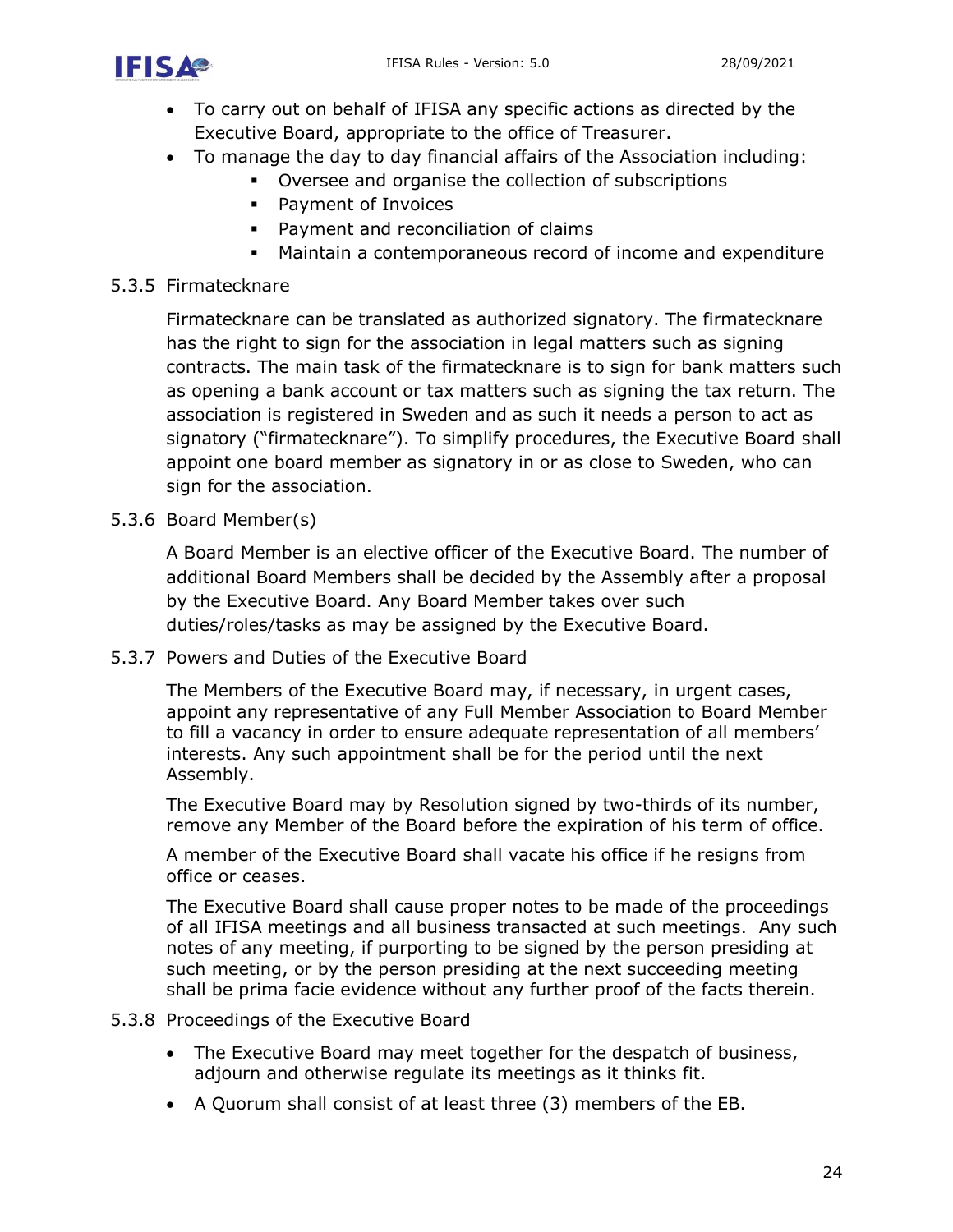- To carry out on behalf of IFISA any specific actions as directed by the Executive Board, appropriate to the office of Treasurer.
- To manage the day to day financial affairs of the Association including:
  - Oversee and organise the collection of subscriptions
  - Payment of Invoices
  - Payment and reconciliation of claims
  - Maintain a contemporaneous record of income and expenditure

#### 5.3.5 Firmatecknare

Firmatecknare can be translated as authorized signatory. The firmatecknare has the right to sign for the association in legal matters such as signing contracts. The main task of the firmatecknare is to sign for bank matters such as opening a bank account or tax matters such as signing the tax return. The association is registered in Sweden and as such it needs a person to act as signatory ("firmatecknare"). To simplify procedures, the Executive Board shall appoint one board member as signatory in or as close to Sweden, who can sign for the association.

#### 5.3.6 Board Member(s)

A Board Member is an elective officer of the Executive Board. The number of additional Board Members shall be decided by the Assembly after a proposal by the Executive Board. Any Board Member takes over such duties/roles/tasks as may be assigned by the Executive Board.

#### 5.3.7 Powers and Duties of the Executive Board

The Members of the Executive Board may, if necessary, in urgent cases, appoint any representative of any Full Member Association to Board Member to fill a vacancy in order to ensure adequate representation of all members' interests. Any such appointment shall be for the period until the next Assembly.

The Executive Board may by Resolution signed by two-thirds of its number, remove any Member of the Board before the expiration of his term of office.

A member of the Executive Board shall vacate his office if he resigns from office or ceases.

The Executive Board shall cause proper notes to be made of the proceedings of all IFISA meetings and all business transacted at such meetings. Any such notes of any meeting, if purporting to be signed by the person presiding at such meeting, or by the person presiding at the next succeeding meeting shall be prima facie evidence without any further proof of the facts therein.

#### 5.3.8 Proceedings of the Executive Board

- The Executive Board may meet together for the despatch of business, adjourn and otherwise regulate its meetings as it thinks fit.
- A Quorum shall consist of at least three (3) members of the EB.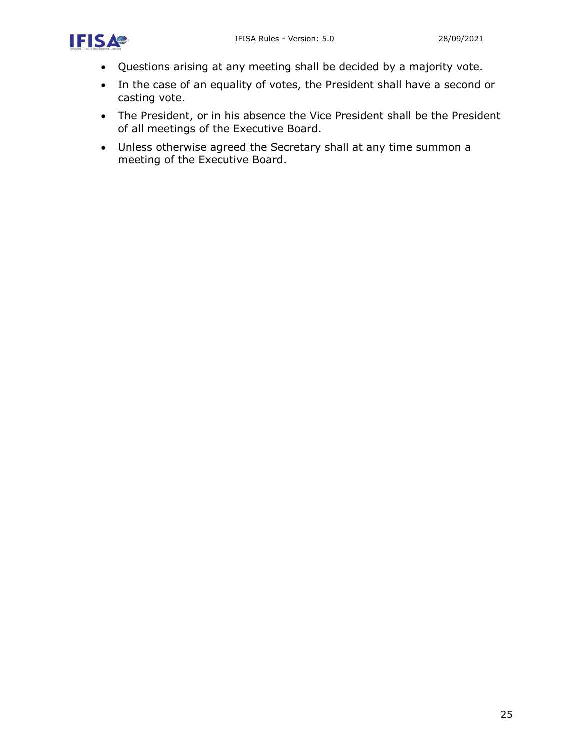- Questions arising at any meeting shall be decided by a majority vote.
- In the case of an equality of votes, the President shall have a second or casting vote.
- The President, or in his absence the Vice President shall be the President of all meetings of the Executive Board.
- Unless otherwise agreed the Secretary shall at any time summon a meeting of the Executive Board.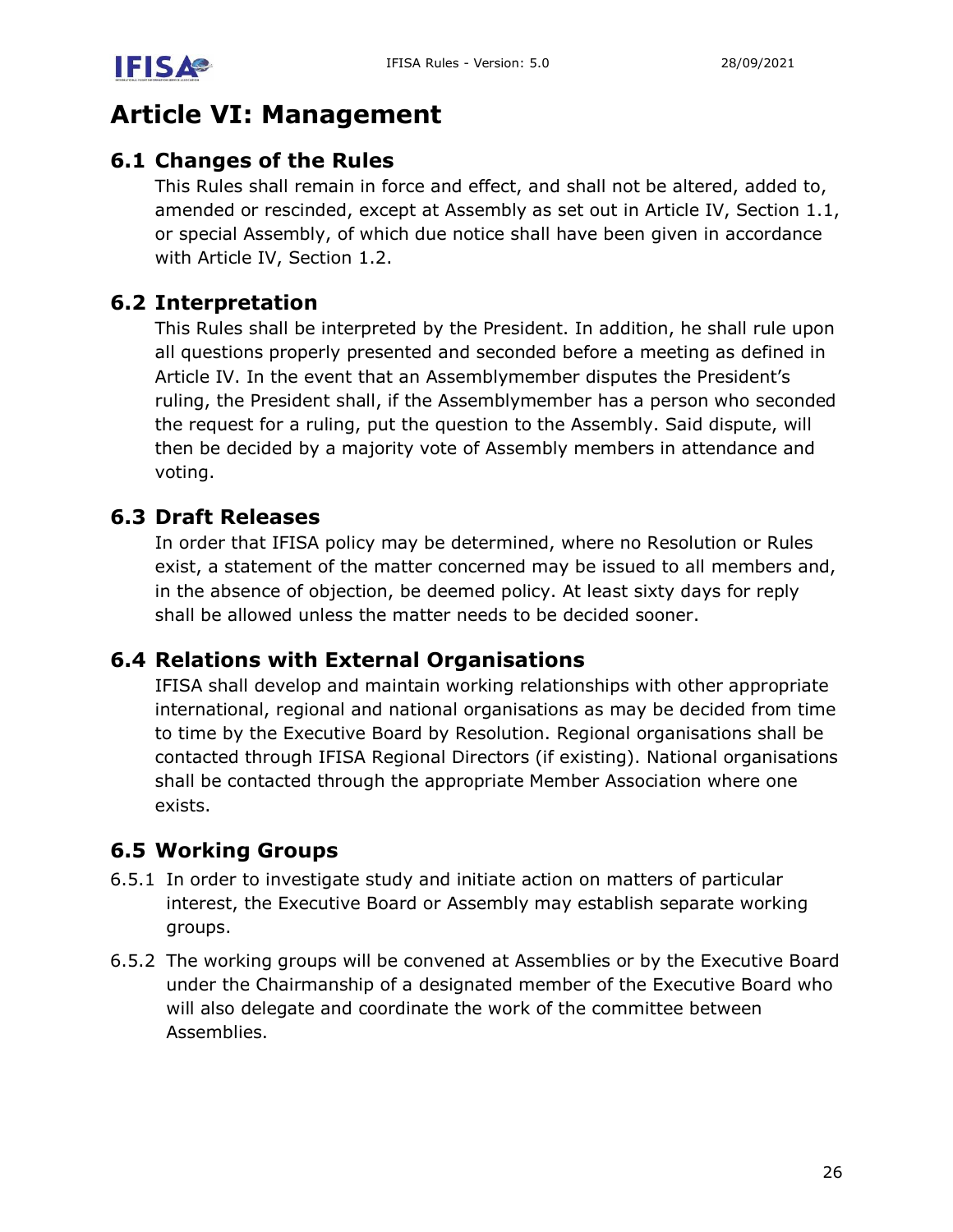# Article VI: Management

## 6.1 Changes of the Rules

This Rules shall remain in force and effect, and shall not be altered, added to, amended or rescinded, except at Assembly as set out in Article IV, Section 1.1, or special Assembly, of which due notice shall have been given in accordance with Article IV, Section 1.2.

## 6.2 Interpretation

This Rules shall be interpreted by the President. In addition, he shall rule upon all questions properly presented and seconded before a meeting as defined in Article IV. In the event that an Assemblymember disputes the President's ruling, the President shall, if the Assemblymember has a person who seconded the request for a ruling, put the question to the Assembly. Said dispute, will then be decided by a majority vote of Assembly members in attendance and voting.

## 6.3 Draft Releases

In order that IFISA policy may be determined, where no Resolution or Rules exist, a statement of the matter concerned may be issued to all members and, in the absence of objection, be deemed policy. At least sixty days for reply shall be allowed unless the matter needs to be decided sooner.

## 6.4 Relations with External Organisations

IFISA shall develop and maintain working relationships with other appropriate international, regional and national organisations as may be decided from time to time by the Executive Board by Resolution. Regional organisations shall be contacted through IFISA Regional Directors (if existing). National organisations shall be contacted through the appropriate Member Association where one exists.

## 6.5 Working Groups

6.5.1 In order to investigate study and initiate action on matters of particular interest, the Executive Board or Assembly may establish separate working groups.

6.5.2 The working groups will be convened at Assemblies or by the Executive Board under the Chairmanship of a designated member of the Executive Board who will also delegate and coordinate the work of the committee between Assemblies.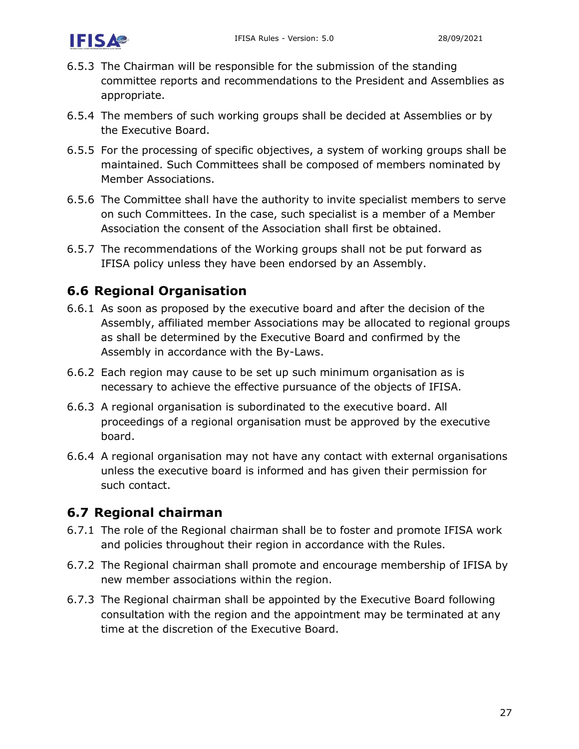6.5.3 The Chairman will be responsible for the submission of the standing committee reports and recommendations to the President and Assemblies as appropriate.

6.5.4 The members of such working groups shall be decided at Assemblies or by the Executive Board.

6.5.5 For the processing of specific objectives, a system of working groups shall be maintained. Such Committees shall be composed of members nominated by Member Associations.

6.5.6 The Committee shall have the authority to invite specialist members to serve on such Committees. In the case, such specialist is a member of a Member Association the consent of the Association shall first be obtained.

6.5.7 The recommendations of the Working groups shall not be put forward as IFISA policy unless they have been endorsed by an Assembly.

## 6.6 Regional Organisation

6.6.1 As soon as proposed by the executive board and after the decision of the Assembly, affiliated member Associations may be allocated to regional groups as shall be determined by the Executive Board and confirmed by the Assembly in accordance with the By-Laws.

6.6.2 Each region may cause to be set up such minimum organisation as is necessary to achieve the effective pursuance of the objects of IFISA.

6.6.3 A regional organisation is subordinated to the executive board. All proceedings of a regional organisation must be approved by the executive board.

6.6.4 A regional organisation may not have any contact with external organisations unless the executive board is informed and has given their permission for such contact.

## 6.7 Regional chairman

6.7.1 The role of the Regional chairman shall be to foster and promote IFISA work and policies throughout their region in accordance with the Rules.

6.7.2 The Regional chairman shall promote and encourage membership of IFISA by new member associations within the region.

6.7.3 The Regional chairman shall be appointed by the Executive Board following consultation with the region and the appointment may be terminated at any time at the discretion of the Executive Board.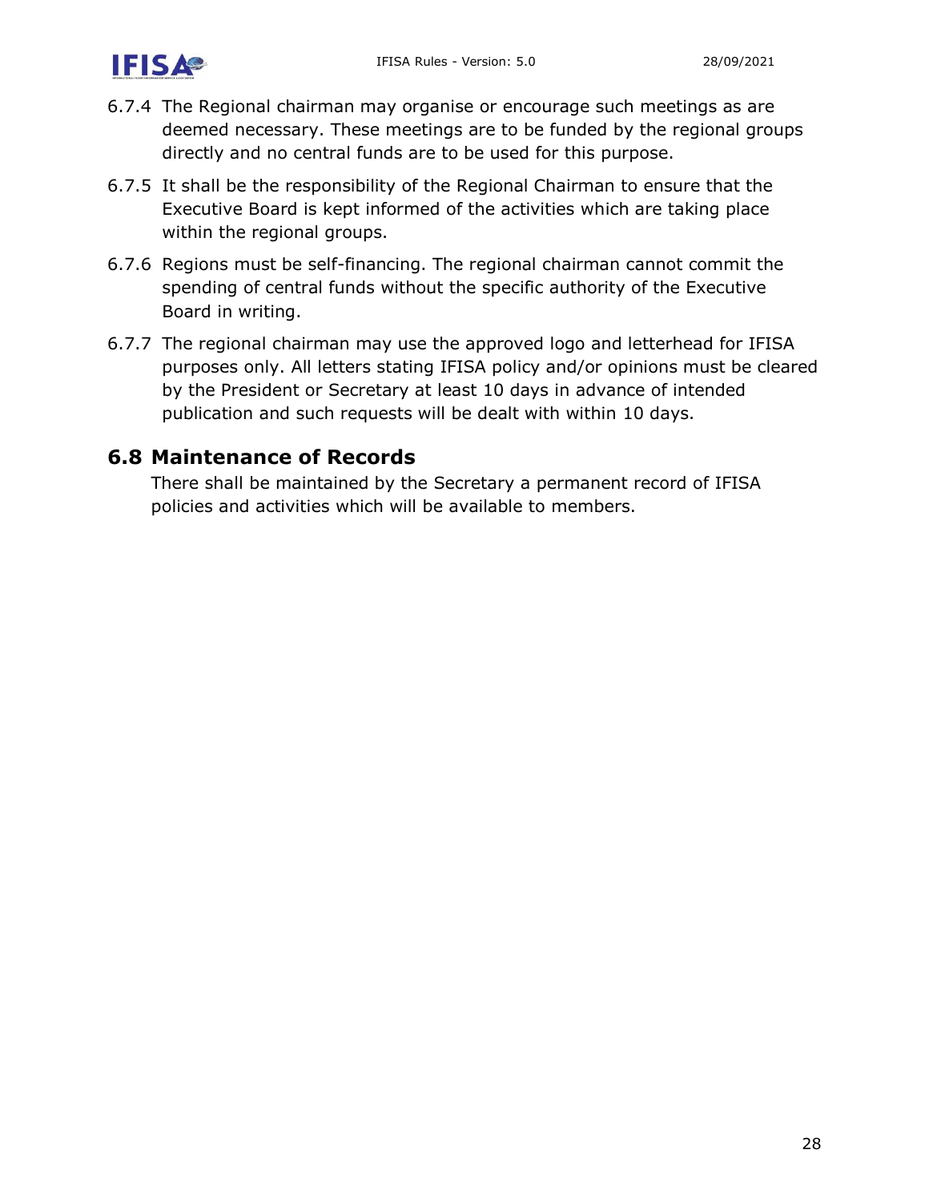6.7.4 The Regional chairman may organise or encourage such meetings as are deemed necessary. These meetings are to be funded by the regional groups directly and no central funds are to be used for this purpose.

6.7.5 It shall be the responsibility of the Regional Chairman to ensure that the Executive Board is kept informed of the activities which are taking place within the regional groups.

6.7.6 Regions must be self-financing. The regional chairman cannot commit the spending of central funds without the specific authority of the Executive Board in writing.

6.7.7 The regional chairman may use the approved logo and letterhead for IFISA purposes only. All letters stating IFISA policy and/or opinions must be cleared by the President or Secretary at least 10 days in advance of intended publication and such requests will be dealt with within 10 days.

## 6.8 Maintenance of Records

There shall be maintained by the Secretary a permanent record of IFISA policies and activities which will be available to members.